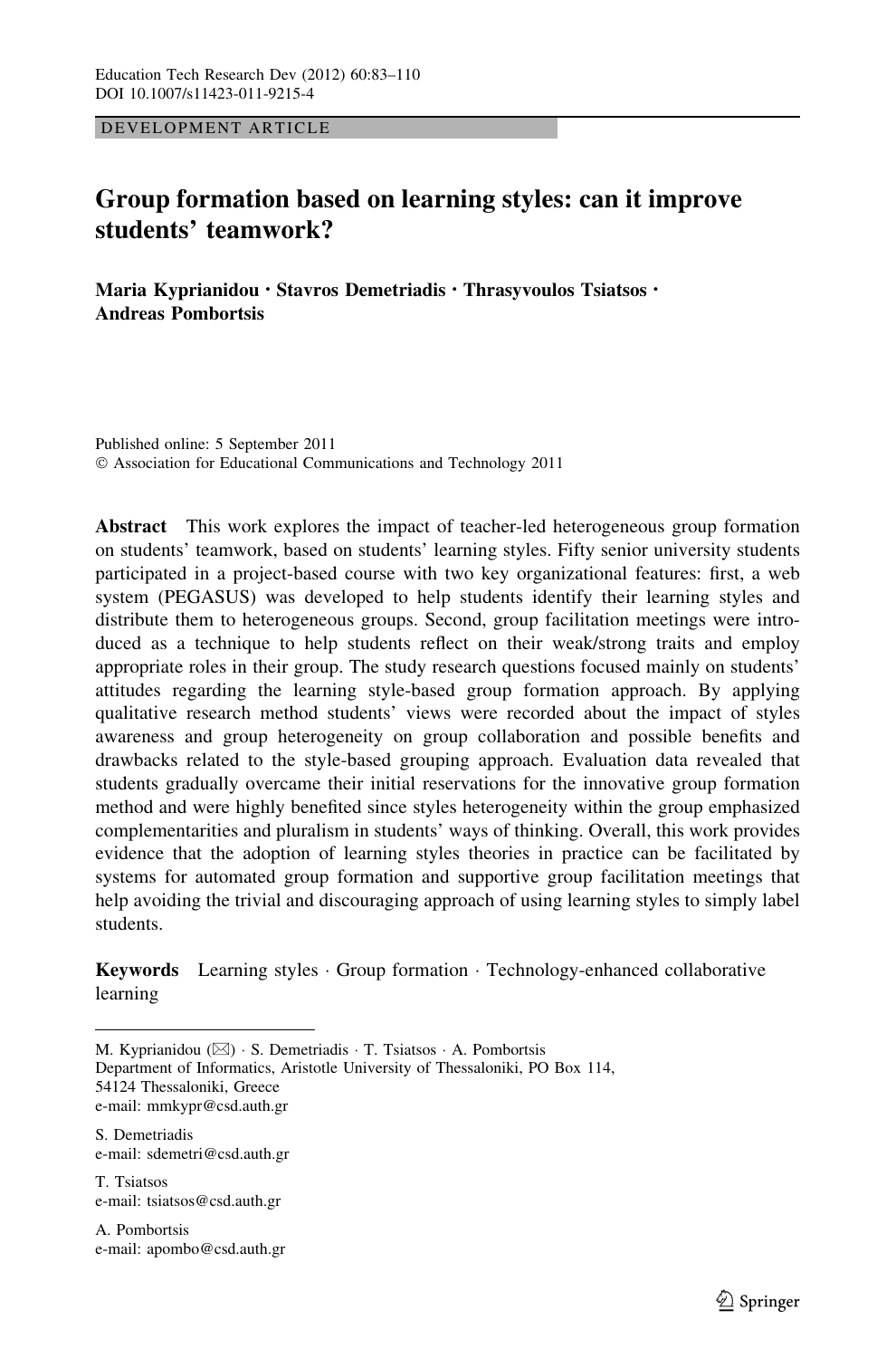DEVELOPMENT ARTICLE

# Group formation based on learning styles: can it improve students' teamwork?

**Maria Kyprianidou · Stavros Demetriadis · Thrasyvoulos Tsiatsos · Andreas Pombortsis**

Published online: 5 September 2011
© Association for Educational Communications and Technology 2011

**Abstract** This work explores the impact of teacher-led heterogeneous group formation on students' teamwork, based on students' learning styles. Fifty senior university students participated in a project-based course with two key organizational features: first, a web system (PEGASUS) was developed to help students identify their learning styles and distribute them to heterogeneous groups. Second, group facilitation meetings were introduced as a technique to help students reflect on their weak/strong traits and employ appropriate roles in their group. The study research questions focused mainly on students' attitudes regarding the learning style-based group formation approach. By applying qualitative research method students' views were recorded about the impact of styles awareness and group heterogeneity on group collaboration and possible benefits and drawbacks related to the style-based grouping approach. Evaluation data revealed that students gradually overcame their initial reservations for the innovative group formation method and were highly benefited since styles heterogeneity within the group emphasized complementarities and pluralism in students' ways of thinking. Overall, this work provides evidence that the adoption of learning styles theories in practice can be facilitated by systems for automated group formation and supportive group facilitation meetings that help avoiding the trivial and discouraging approach of using learning styles to simply label students.

**Keywords** Learning styles · Group formation · Technology-enhanced collaborative learning

---

M. Kyprianidou (✉) · S. Demetriadis · T. Tsiatsos · A. Pombortsis
Department of Informatics, Aristotle University of Thessaloniki, PO Box 114, 54124 Thessaloniki, Greece
e-mail: mmkypr@csd.auth.gr

S. Demetriadis
e-mail: sdemetri@csd.auth.gr

T. Tsiatsos
e-mail: tsiatsos@csd.auth.gr

A. Pombortsis
e-mail: apombo@csd.auth.gr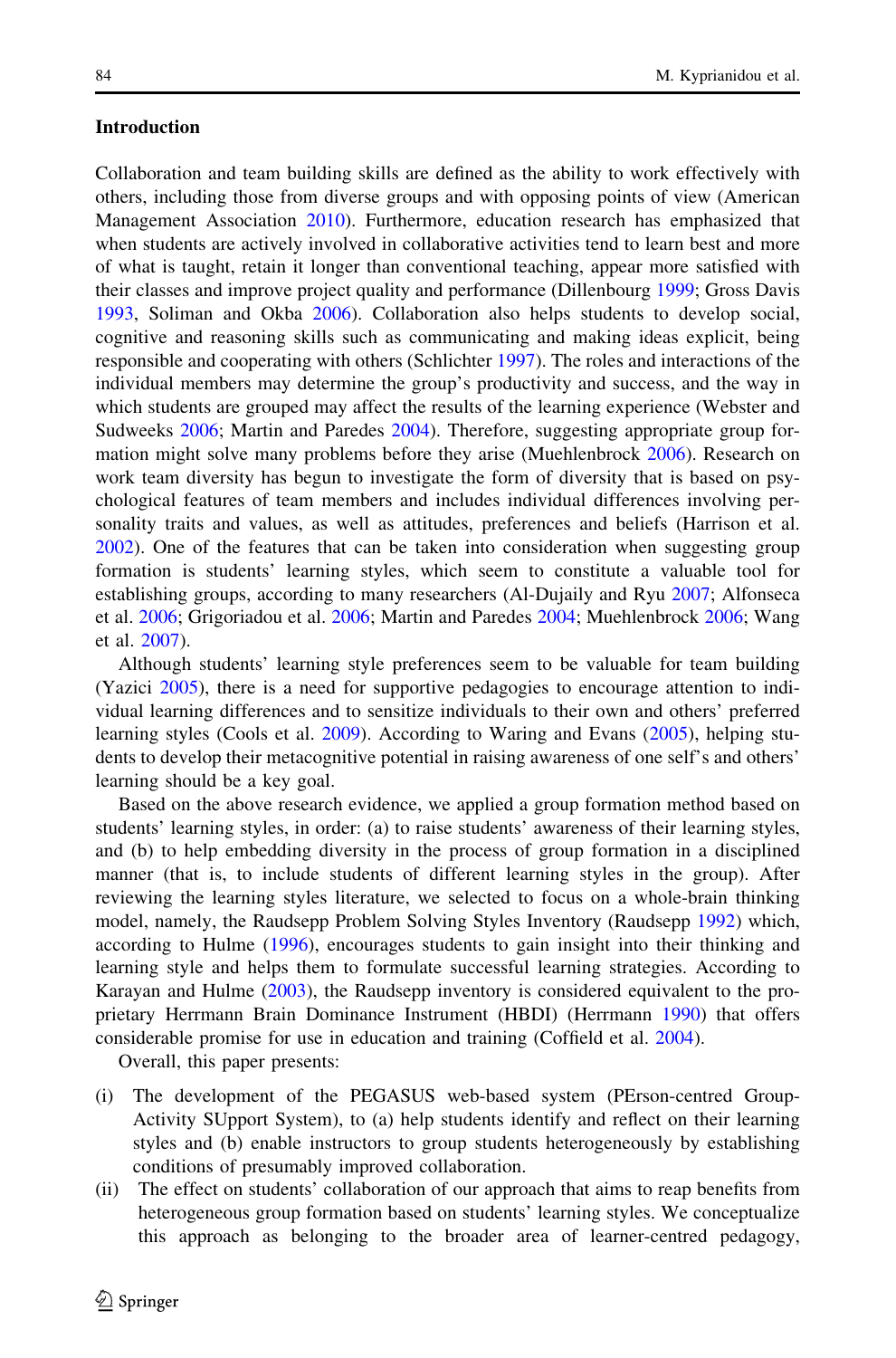## Introduction

Collaboration and team building skills are defined as the ability to work effectively with others, including those from diverse groups and with opposing points of view (American Management Association 2010). Furthermore, education research has emphasized that when students are actively involved in collaborative activities tend to learn best and more of what is taught, retain it longer than conventional teaching, appear more satisfied with their classes and improve project quality and performance (Dillenbourg 1999; Gross Davis 1993, Soliman and Okba 2006). Collaboration also helps students to develop social, cognitive and reasoning skills such as communicating and making ideas explicit, being responsible and cooperating with others (Schlichter 1997). The roles and interactions of the individual members may determine the group's productivity and success, and the way in which students are grouped may affect the results of the learning experience (Webster and Sudweeks 2006; Martin and Paredes 2004). Therefore, suggesting appropriate group formation might solve many problems before they arise (Muehlenbrock 2006). Research on work team diversity has begun to investigate the form of diversity that is based on psychological features of team members and includes individual differences involving personality traits and values, as well as attitudes, preferences and beliefs (Harrison et al. 2002). One of the features that can be taken into consideration when suggesting group formation is students' learning styles, which seem to constitute a valuable tool for establishing groups, according to many researchers (Al-Dujaily and Ryu 2007; Alfonseca et al. 2006; Grigoriadou et al. 2006; Martin and Paredes 2004; Muehlenbrock 2006; Wang et al. 2007).

Although students' learning style preferences seem to be valuable for team building (Yazici 2005), there is a need for supportive pedagogies to encourage attention to individual learning differences and to sensitize individuals to their own and others' preferred learning styles (Cools et al. 2009). According to Waring and Evans (2005), helping students to develop their metacognitive potential in raising awareness of one self's and others' learning should be a key goal.

Based on the above research evidence, we applied a group formation method based on students' learning styles, in order: (a) to raise students' awareness of their learning styles, and (b) to help embedding diversity in the process of group formation in a disciplined manner (that is, to include students of different learning styles in the group). After reviewing the learning styles literature, we selected to focus on a whole-brain thinking model, namely, the Raudsepp Problem Solving Styles Inventory (Raudsepp 1992) which, according to Hulme (1996), encourages students to gain insight into their thinking and learning style and helps them to formulate successful learning strategies. According to Karayan and Hulme (2003), the Raudsepp inventory is considered equivalent to the proprietary Herrmann Brain Dominance Instrument (HBDI) (Herrmann 1990) that offers considerable promise for use in education and training (Coffield et al. 2004).

Overall, this paper presents:

(i) The development of the PEGASUS web-based system (PErson-centred Group-Activity SUpport System), to (a) help students identify and reflect on their learning styles and (b) enable instructors to group students heterogeneously by establishing conditions of presumably improved collaboration.

(ii) The effect on students' collaboration of our approach that aims to reap benefits from heterogeneous group formation based on students' learning styles. We conceptualize this approach as belonging to the broader area of learner-centred pedagogy,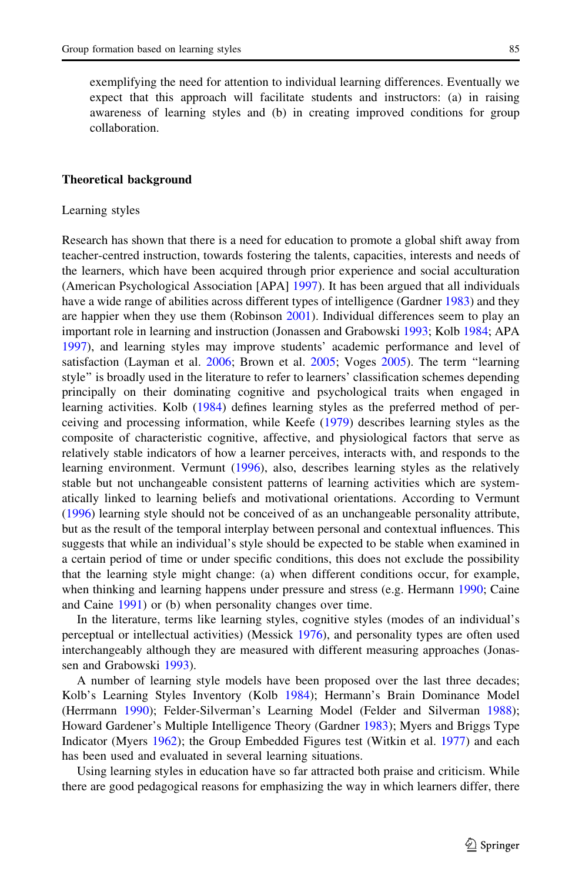exemplifying the need for attention to individual learning differences. Eventually we expect that this approach will facilitate students and instructors: (a) in raising awareness of learning styles and (b) in creating improved conditions for group collaboration.

## Theoretical background

### Learning styles

Research has shown that there is a need for education to promote a global shift away from teacher-centred instruction, towards fostering the talents, capacities, interests and needs of the learners, which have been acquired through prior experience and social acculturation (American Psychological Association [APA] 1997). It has been argued that all individuals have a wide range of abilities across different types of intelligence (Gardner 1983) and they are happier when they use them (Robinson 2001). Individual differences seem to play an important role in learning and instruction (Jonassen and Grabowski 1993; Kolb 1984; APA 1997), and learning styles may improve students' academic performance and level of satisfaction (Layman et al. 2006; Brown et al. 2005; Voges 2005). The term "learning style" is broadly used in the literature to refer to learners' classification schemes depending principally on their dominating cognitive and psychological traits when engaged in learning activities. Kolb (1984) defines learning styles as the preferred method of perceiving and processing information, while Keefe (1979) describes learning styles as the composite of characteristic cognitive, affective, and physiological factors that serve as relatively stable indicators of how a learner perceives, interacts with, and responds to the learning environment. Vermunt (1996), also, describes learning styles as the relatively stable but not unchangeable consistent patterns of learning activities which are systematically linked to learning beliefs and motivational orientations. According to Vermunt (1996) learning style should not be conceived of as an unchangeable personality attribute, but as the result of the temporal interplay between personal and contextual influences. This suggests that while an individual's style should be expected to be stable when examined in a certain period of time or under specific conditions, this does not exclude the possibility that the learning style might change: (a) when different conditions occur, for example, when thinking and learning happens under pressure and stress (e.g. Hermann 1990; Caine and Caine 1991) or (b) when personality changes over time.

In the literature, terms like learning styles, cognitive styles (modes of an individual's perceptual or intellectual activities) (Messick 1976), and personality types are often used interchangeably although they are measured with different measuring approaches (Jonassen and Grabowski 1993).

A number of learning style models have been proposed over the last three decades; Kolb's Learning Styles Inventory (Kolb 1984); Hermann's Brain Dominance Model (Herrmann 1990); Felder-Silverman's Learning Model (Felder and Silverman 1988); Howard Gardener's Multiple Intelligence Theory (Gardner 1983); Myers and Briggs Type Indicator (Myers 1962); the Group Embedded Figures test (Witkin et al. 1977) and each has been used and evaluated in several learning situations.

Using learning styles in education have so far attracted both praise and criticism. While there are good pedagogical reasons for emphasizing the way in which learners differ, there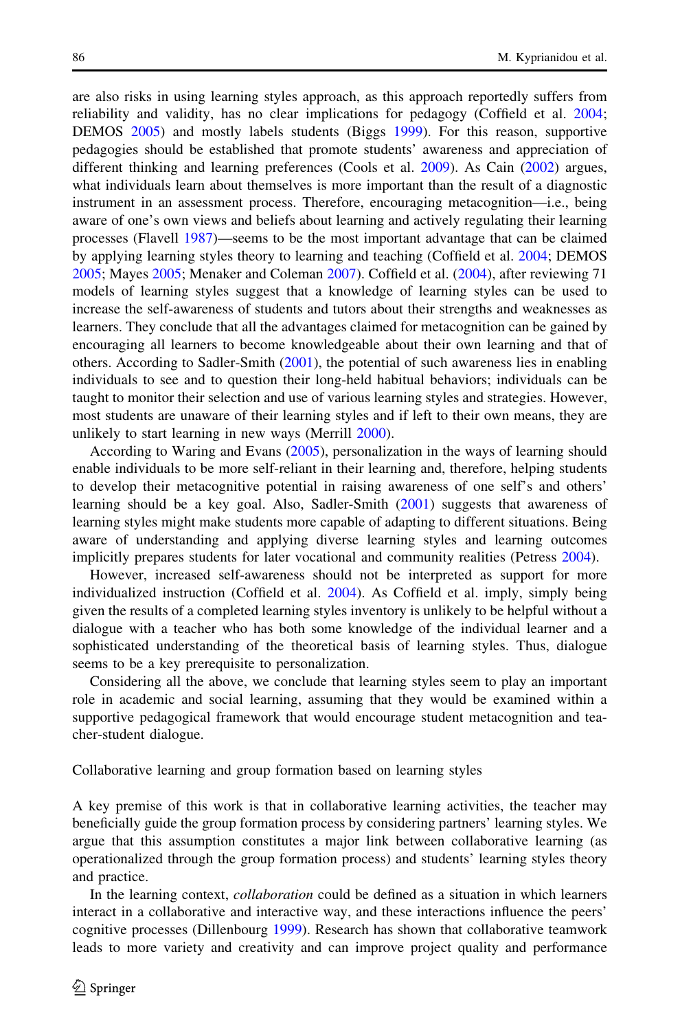are also risks in using learning styles approach, as this approach reportedly suffers from reliability and validity, has no clear implications for pedagogy (Coffield et al. 2004; DEMOS 2005) and mostly labels students (Biggs 1999). For this reason, supportive pedagogies should be established that promote students' awareness and appreciation of different thinking and learning preferences (Cools et al. 2009). As Cain (2002) argues, what individuals learn about themselves is more important than the result of a diagnostic instrument in an assessment process. Therefore, encouraging metacognition—i.e., being aware of one's own views and beliefs about learning and actively regulating their learning processes (Flavell 1987)—seems to be the most important advantage that can be claimed by applying learning styles theory to learning and teaching (Coffield et al. 2004; DEMOS 2005; Mayes 2005; Menaker and Coleman 2007). Coffield et al. (2004), after reviewing 71 models of learning styles suggest that a knowledge of learning styles can be used to increase the self-awareness of students and tutors about their strengths and weaknesses as learners. They conclude that all the advantages claimed for metacognition can be gained by encouraging all learners to become knowledgeable about their own learning and that of others. According to Sadler-Smith (2001), the potential of such awareness lies in enabling individuals to see and to question their long-held habitual behaviors; individuals can be taught to monitor their selection and use of various learning styles and strategies. However, most students are unaware of their learning styles and if left to their own means, they are unlikely to start learning in new ways (Merrill 2000).

According to Waring and Evans (2005), personalization in the ways of learning should enable individuals to be more self-reliant in their learning and, therefore, helping students to develop their metacognitive potential in raising awareness of one self's and others' learning should be a key goal. Also, Sadler-Smith (2001) suggests that awareness of learning styles might make students more capable of adapting to different situations. Being aware of understanding and applying diverse learning styles and learning outcomes implicitly prepares students for later vocational and community realities (Petress 2004).

However, increased self-awareness should not be interpreted as support for more individualized instruction (Coffield et al. 2004). As Coffield et al. imply, simply being given the results of a completed learning styles inventory is unlikely to be helpful without a dialogue with a teacher who has both some knowledge of the individual learner and a sophisticated understanding of the theoretical basis of learning styles. Thus, dialogue seems to be a key prerequisite to personalization.

Considering all the above, we conclude that learning styles seem to play an important role in academic and social learning, assuming that they would be examined within a supportive pedagogical framework that would encourage student metacognition and teacher-student dialogue.

## Collaborative learning and group formation based on learning styles

A key premise of this work is that in collaborative learning activities, the teacher may beneficially guide the group formation process by considering partners' learning styles. We argue that this assumption constitutes a major link between collaborative learning (as operationalized through the group formation process) and students' learning styles theory and practice.

In the learning context, *collaboration* could be defined as a situation in which learners interact in a collaborative and interactive way, and these interactions influence the peers' cognitive processes (Dillenbourg 1999). Research has shown that collaborative teamwork leads to more variety and creativity and can improve project quality and performance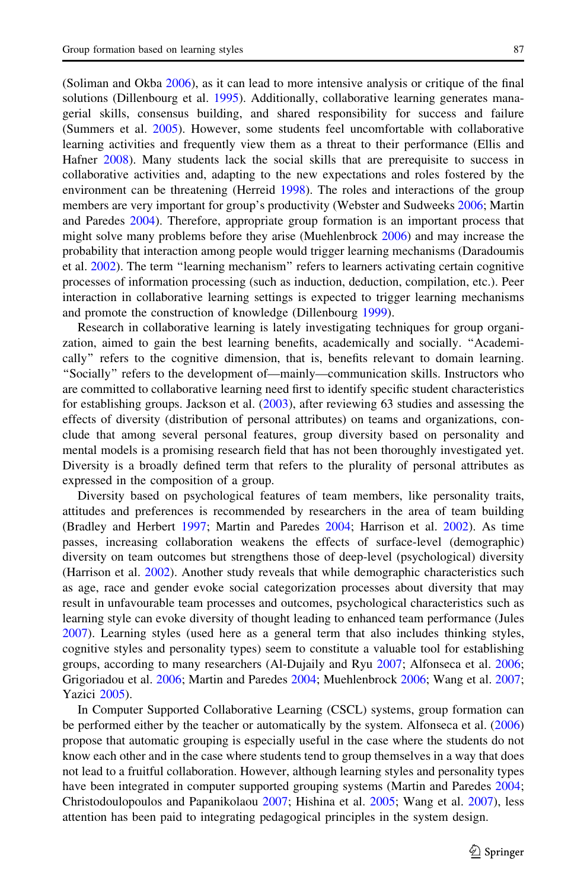(Soliman and Okba 2006), as it can lead to more intensive analysis or critique of the final solutions (Dillenbourg et al. 1995). Additionally, collaborative learning generates managerial skills, consensus building, and shared responsibility for success and failure (Summers et al. 2005). However, some students feel uncomfortable with collaborative learning activities and frequently view them as a threat to their performance (Ellis and Hafner 2008). Many students lack the social skills that are prerequisite to success in collaborative activities and, adapting to the new expectations and roles fostered by the environment can be threatening (Herreid 1998). The roles and interactions of the group members are very important for group's productivity (Webster and Sudweeks 2006; Martin and Paredes 2004). Therefore, appropriate group formation is an important process that might solve many problems before they arise (Muehlenbrock 2006) and may increase the probability that interaction among people would trigger learning mechanisms (Daradoumis et al. 2002). The term "learning mechanism" refers to learners activating certain cognitive processes of information processing (such as induction, deduction, compilation, etc.). Peer interaction in collaborative learning settings is expected to trigger learning mechanisms and promote the construction of knowledge (Dillenbourg 1999).

Research in collaborative learning is lately investigating techniques for group organization, aimed to gain the best learning benefits, academically and socially. "Academically" refers to the cognitive dimension, that is, benefits relevant to domain learning. "Socially" refers to the development of—mainly—communication skills. Instructors who are committed to collaborative learning need first to identify specific student characteristics for establishing groups. Jackson et al. (2003), after reviewing 63 studies and assessing the effects of diversity (distribution of personal attributes) on teams and organizations, conclude that among several personal features, group diversity based on personality and mental models is a promising research field that has not been thoroughly investigated yet. Diversity is a broadly defined term that refers to the plurality of personal attributes as expressed in the composition of a group.

Diversity based on psychological features of team members, like personality traits, attitudes and preferences is recommended by researchers in the area of team building (Bradley and Herbert 1997; Martin and Paredes 2004; Harrison et al. 2002). As time passes, increasing collaboration weakens the effects of surface-level (demographic) diversity on team outcomes but strengthens those of deep-level (psychological) diversity (Harrison et al. 2002). Another study reveals that while demographic characteristics such as age, race and gender evoke social categorization processes about diversity that may result in unfavourable team processes and outcomes, psychological characteristics such as learning style can evoke diversity of thought leading to enhanced team performance (Jules 2007). Learning styles (used here as a general term that also includes thinking styles, cognitive styles and personality types) seem to constitute a valuable tool for establishing groups, according to many researchers (Al-Dujaily and Ryu 2007; Alfonseca et al. 2006; Grigoriadou et al. 2006; Martin and Paredes 2004; Muehlenbrock 2006; Wang et al. 2007; Yazici 2005).

In Computer Supported Collaborative Learning (CSCL) systems, group formation can be performed either by the teacher or automatically by the system. Alfonseca et al. (2006) propose that automatic grouping is especially useful in the case where the students do not know each other and in the case where students tend to group themselves in a way that does not lead to a fruitful collaboration. However, although learning styles and personality types have been integrated in computer supported grouping systems (Martin and Paredes 2004; Christodoulopoulos and Papanikolaou 2007; Hishina et al. 2005; Wang et al. 2007), less attention has been paid to integrating pedagogical principles in the system design.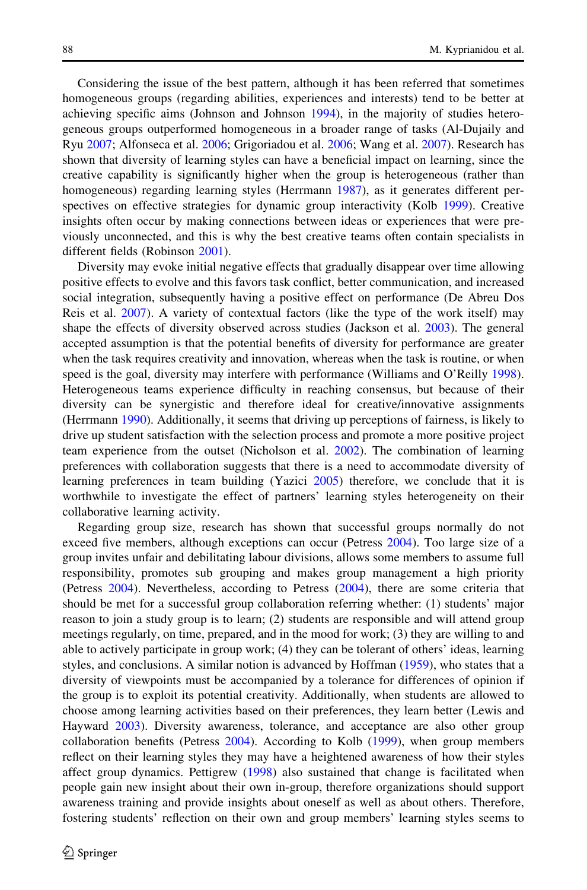Considering the issue of the best pattern, although it has been referred that sometimes homogeneous groups (regarding abilities, experiences and interests) tend to be better at achieving specific aims (Johnson and Johnson 1994), in the majority of studies heterogeneous groups outperformed homogeneous in a broader range of tasks (Al-Dujaily and Ryu 2007; Alfonseca et al. 2006; Grigoriadou et al. 2006; Wang et al. 2007). Research has shown that diversity of learning styles can have a beneficial impact on learning, since the creative capability is significantly higher when the group is heterogeneous (rather than homogeneous) regarding learning styles (Herrmann 1987), as it generates different perspectives on effective strategies for dynamic group interactivity (Kolb 1999). Creative insights often occur by making connections between ideas or experiences that were previously unconnected, and this is why the best creative teams often contain specialists in different fields (Robinson 2001).

Diversity may evoke initial negative effects that gradually disappear over time allowing positive effects to evolve and this favors task conflict, better communication, and increased social integration, subsequently having a positive effect on performance (De Abreu Dos Reis et al. 2007). A variety of contextual factors (like the type of the work itself) may shape the effects of diversity observed across studies (Jackson et al. 2003). The general accepted assumption is that the potential benefits of diversity for performance are greater when the task requires creativity and innovation, whereas when the task is routine, or when speed is the goal, diversity may interfere with performance (Williams and O'Reilly 1998). Heterogeneous teams experience difficulty in reaching consensus, but because of their diversity can be synergistic and therefore ideal for creative/innovative assignments (Herrmann 1990). Additionally, it seems that driving up perceptions of fairness, is likely to drive up student satisfaction with the selection process and promote a more positive project team experience from the outset (Nicholson et al. 2002). The combination of learning preferences with collaboration suggests that there is a need to accommodate diversity of learning preferences in team building (Yazici 2005) therefore, we conclude that it is worthwhile to investigate the effect of partners' learning styles heterogeneity on their collaborative learning activity.

Regarding group size, research has shown that successful groups normally do not exceed five members, although exceptions can occur (Petress 2004). Too large size of a group invites unfair and debilitating labour divisions, allows some members to assume full responsibility, promotes sub grouping and makes group management a high priority (Petress 2004). Nevertheless, according to Petress (2004), there are some criteria that should be met for a successful group collaboration referring whether: (1) students' major reason to join a study group is to learn; (2) students are responsible and will attend group meetings regularly, on time, prepared, and in the mood for work; (3) they are willing to and able to actively participate in group work; (4) they can be tolerant of others' ideas, learning styles, and conclusions. A similar notion is advanced by Hoffman (1959), who states that a diversity of viewpoints must be accompanied by a tolerance for differences of opinion if the group is to exploit its potential creativity. Additionally, when students are allowed to choose among learning activities based on their preferences, they learn better (Lewis and Hayward 2003). Diversity awareness, tolerance, and acceptance are also other group collaboration benefits (Petress 2004). According to Kolb (1999), when group members reflect on their learning styles they may have a heightened awareness of how their styles affect group dynamics. Pettigrew (1998) also sustained that change is facilitated when people gain new insight about their own in-group, therefore organizations should support awareness training and provide insights about oneself as well as about others. Therefore, fostering students' reflection on their own and group members' learning styles seems to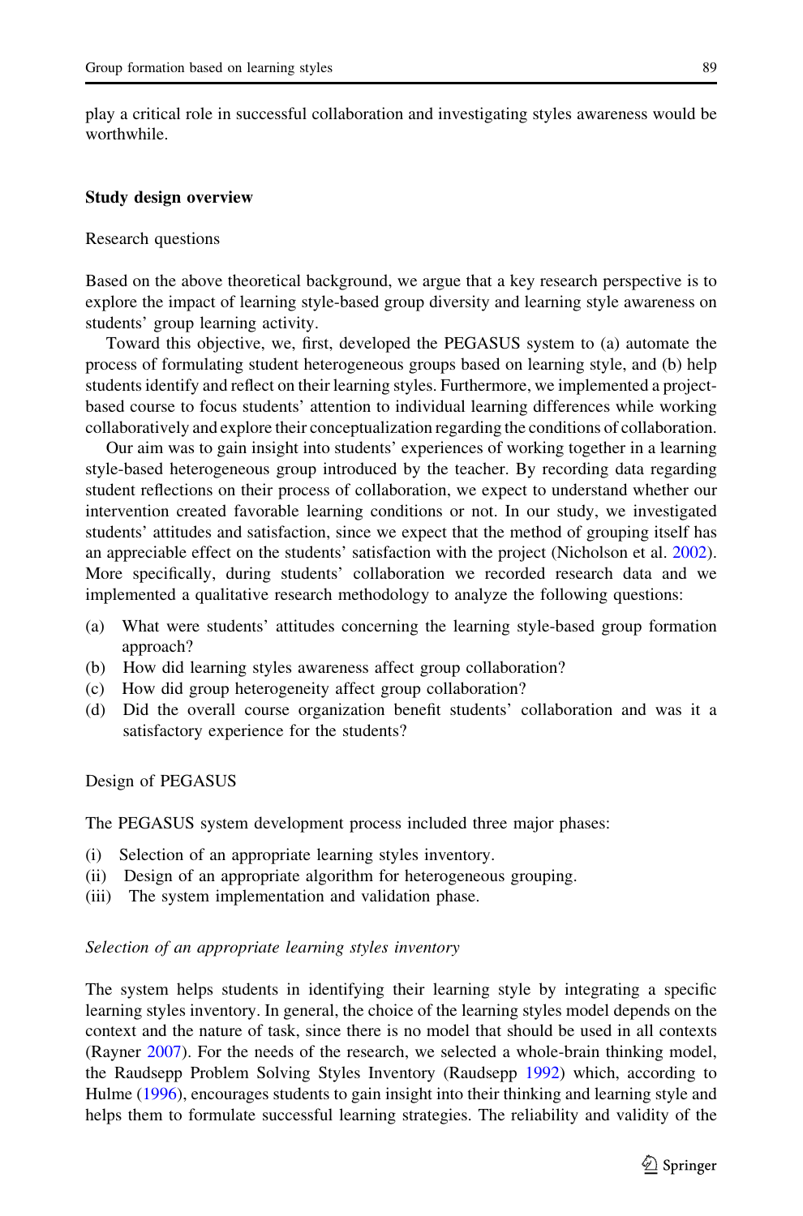play a critical role in successful collaboration and investigating styles awareness would be worthwhile.

## Study design overview

### Research questions

Based on the above theoretical background, we argue that a key research perspective is to explore the impact of learning style-based group diversity and learning style awareness on students' group learning activity.

Toward this objective, we, first, developed the PEGASUS system to (a) automate the process of formulating student heterogeneous groups based on learning style, and (b) help students identify and reflect on their learning styles. Furthermore, we implemented a project-based course to focus students' attention to individual learning differences while working collaboratively and explore their conceptualization regarding the conditions of collaboration.

Our aim was to gain insight into students' experiences of working together in a learning style-based heterogeneous group introduced by the teacher. By recording data regarding student reflections on their process of collaboration, we expect to understand whether our intervention created favorable learning conditions or not. In our study, we investigated students' attitudes and satisfaction, since we expect that the method of grouping itself has an appreciable effect on the students' satisfaction with the project (Nicholson et al. 2002). More specifically, during students' collaboration we recorded research data and we implemented a qualitative research methodology to analyze the following questions:

(a) What were students' attitudes concerning the learning style-based group formation approach?
(b) How did learning styles awareness affect group collaboration?
(c) How did group heterogeneity affect group collaboration?
(d) Did the overall course organization benefit students' collaboration and was it a satisfactory experience for the students?

### Design of PEGASUS

The PEGASUS system development process included three major phases:

(i) Selection of an appropriate learning styles inventory.
(ii) Design of an appropriate algorithm for heterogeneous grouping.
(iii) The system implementation and validation phase.

#### *Selection of an appropriate learning styles inventory*

The system helps students in identifying their learning style by integrating a specific learning styles inventory. In general, the choice of the learning styles model depends on the context and the nature of task, since there is no model that should be used in all contexts (Rayner 2007). For the needs of the research, we selected a whole-brain thinking model, the Raudsepp Problem Solving Styles Inventory (Raudsepp 1992) which, according to Hulme (1996), encourages students to gain insight into their thinking and learning style and helps them to formulate successful learning strategies. The reliability and validity of the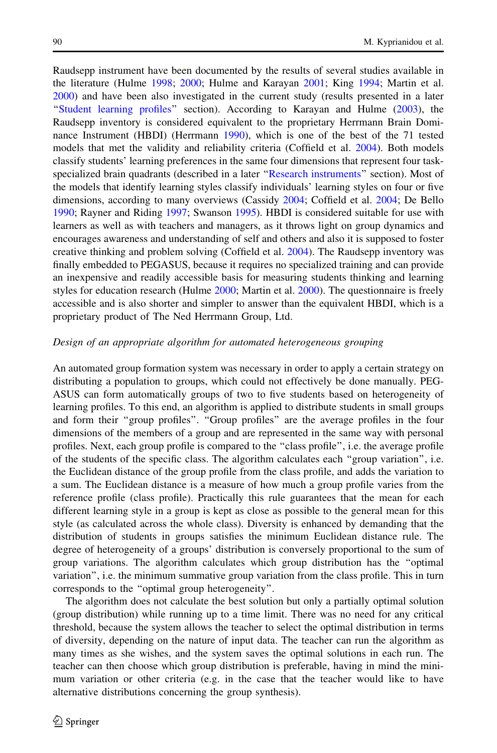Raudsepp instrument have been documented by the results of several studies available in the literature (Hulme 1998; 2000; Hulme and Karayan 2001; King 1994; Martin et al. 2000) and have been also investigated in the current study (results presented in a later "Student learning profiles" section). According to Karayan and Hulme (2003), the Raudsepp inventory is considered equivalent to the proprietary Herrmann Brain Dominance Instrument (HBDI) (Herrmann 1990), which is one of the best of the 71 tested models that met the validity and reliability criteria (Coffield et al. 2004). Both models classify students' learning preferences in the same four dimensions that represent four task-specialized brain quadrants (described in a later "Research instruments" section). Most of the models that identify learning styles classify individuals' learning styles on four or five dimensions, according to many overviews (Cassidy 2004; Coffield et al. 2004; De Bello 1990; Rayner and Riding 1997; Swanson 1995). HBDI is considered suitable for use with learners as well as with teachers and managers, as it throws light on group dynamics and encourages awareness and understanding of self and others and also it is supposed to foster creative thinking and problem solving (Coffield et al. 2004). The Raudsepp inventory was finally embedded to PEGASUS, because it requires no specialized training and can provide an inexpensive and readily accessible basis for measuring students thinking and learning styles for education research (Hulme 2000; Martin et al. 2000). The questionnaire is freely accessible and is also shorter and simpler to answer than the equivalent HBDI, which is a proprietary product of The Ned Herrmann Group, Ltd.

*Design of an appropriate algorithm for automated heterogeneous grouping*

An automated group formation system was necessary in order to apply a certain strategy on distributing a population to groups, which could not effectively be done manually. PEGASUS can form automatically groups of two to five students based on heterogeneity of learning profiles. To this end, an algorithm is applied to distribute students in small groups and form their "group profiles". "Group profiles" are the average profiles in the four dimensions of the members of a group and are represented in the same way with personal profiles. Next, each group profile is compared to the "class profile", i.e. the average profile of the students of the specific class. The algorithm calculates each "group variation", i.e. the Euclidean distance of the group profile from the class profile, and adds the variation to a sum. The Euclidean distance is a measure of how much a group profile varies from the reference profile (class profile). Practically this rule guarantees that the mean for each different learning style in a group is kept as close as possible to the general mean for this style (as calculated across the whole class). Diversity is enhanced by demanding that the distribution of students in groups satisfies the minimum Euclidean distance rule. The degree of heterogeneity of a groups' distribution is conversely proportional to the sum of group variations. The algorithm calculates which group distribution has the "optimal variation", i.e. the minimum summative group variation from the class profile. This in turn corresponds to the "optimal group heterogeneity".

The algorithm does not calculate the best solution but only a partially optimal solution (group distribution) while running up to a time limit. There was no need for any critical threshold, because the system allows the teacher to select the optimal distribution in terms of diversity, depending on the nature of input data. The teacher can run the algorithm as many times as she wishes, and the system saves the optimal solutions in each run. The teacher can then choose which group distribution is preferable, having in mind the minimum variation or other criteria (e.g. in the case that the teacher would like to have alternative distributions concerning the group synthesis).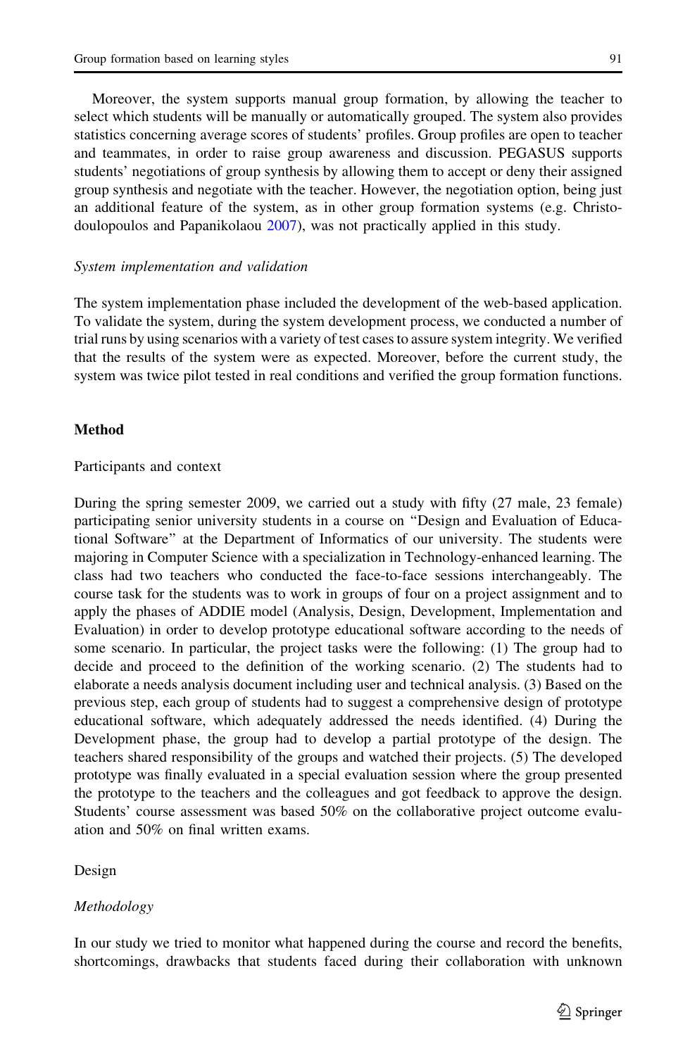Moreover, the system supports manual group formation, by allowing the teacher to select which students will be manually or automatically grouped. The system also provides statistics concerning average scores of students' profiles. Group profiles are open to teacher and teammates, in order to raise group awareness and discussion. PEGASUS supports students' negotiations of group synthesis by allowing them to accept or deny their assigned group synthesis and negotiate with the teacher. However, the negotiation option, being just an additional feature of the system, as in other group formation systems (e.g. Christodoulopoulos and Papanikolaou 2007), was not practically applied in this study.

*System implementation and validation*

The system implementation phase included the development of the web-based application. To validate the system, during the system development process, we conducted a number of trial runs by using scenarios with a variety of test cases to assure system integrity. We verified that the results of the system were as expected. Moreover, before the current study, the system was twice pilot tested in real conditions and verified the group formation functions.

## Method

### Participants and context

During the spring semester 2009, we carried out a study with fifty (27 male, 23 female) participating senior university students in a course on "Design and Evaluation of Educational Software" at the Department of Informatics of our university. The students were majoring in Computer Science with a specialization in Technology-enhanced learning. The class had two teachers who conducted the face-to-face sessions interchangeably. The course task for the students was to work in groups of four on a project assignment and to apply the phases of ADDIE model (Analysis, Design, Development, Implementation and Evaluation) in order to develop prototype educational software according to the needs of some scenario. In particular, the project tasks were the following: (1) The group had to decide and proceed to the definition of the working scenario. (2) The students had to elaborate a needs analysis document including user and technical analysis. (3) Based on the previous step, each group of students had to suggest a comprehensive design of prototype educational software, which adequately addressed the needs identified. (4) During the Development phase, the group had to develop a partial prototype of the design. The teachers shared responsibility of the groups and watched their projects. (5) The developed prototype was finally evaluated in a special evaluation session where the group presented the prototype to the teachers and the colleagues and got feedback to approve the design. Students' course assessment was based 50% on the collaborative project outcome evaluation and 50% on final written exams.

### Design

*Methodology*

In our study we tried to monitor what happened during the course and record the benefits, shortcomings, drawbacks that students faced during their collaboration with unknown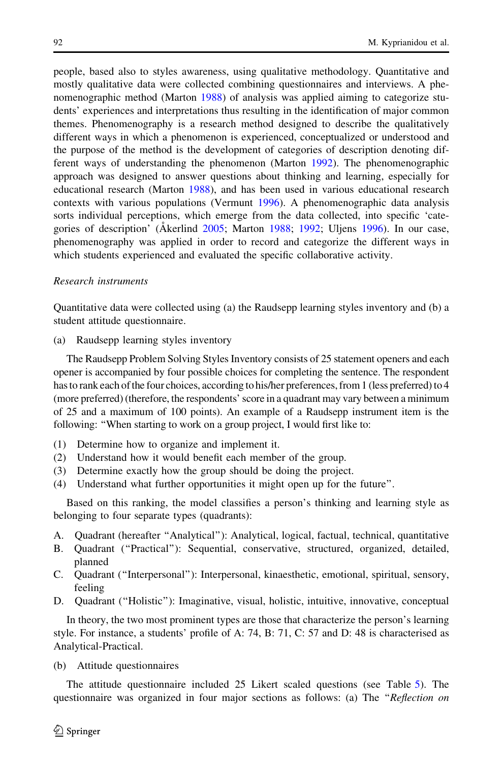people, based also to styles awareness, using qualitative methodology. Quantitative and mostly qualitative data were collected combining questionnaires and interviews. A phenomenographic method (Marton 1988) of analysis was applied aiming to categorize students' experiences and interpretations thus resulting in the identification of major common themes. Phenomenography is a research method designed to describe the qualitatively different ways in which a phenomenon is experienced, conceptualized or understood and the purpose of the method is the development of categories of description denoting different ways of understanding the phenomenon (Marton 1992). The phenomenographic approach was designed to answer questions about thinking and learning, especially for educational research (Marton 1988), and has been used in various educational research contexts with various populations (Vermunt 1996). A phenomenographic data analysis sorts individual perceptions, which emerge from the data collected, into specific 'categories of description' (Åkerlind 2005; Marton 1988; 1992; Uljens 1996). In our case, phenomenography was applied in order to record and categorize the different ways in which students experienced and evaluated the specific collaborative activity.

*Research instruments*

Quantitative data were collected using (a) the Raudsepp learning styles inventory and (b) a student attitude questionnaire.

(a) Raudsepp learning styles inventory

The Raudsepp Problem Solving Styles Inventory consists of 25 statement openers and each opener is accompanied by four possible choices for completing the sentence. The respondent has to rank each of the four choices, according to his/her preferences, from 1 (less preferred) to 4 (more preferred) (therefore, the respondents' score in a quadrant may vary between a minimum of 25 and a maximum of 100 points). An example of a Raudsepp instrument item is the following: "When starting to work on a group project, I would first like to:

(1) Determine how to organize and implement it.
(2) Understand how it would benefit each member of the group.
(3) Determine exactly how the group should be doing the project.
(4) Understand what further opportunities it might open up for the future".

Based on this ranking, the model classifies a person's thinking and learning style as belonging to four separate types (quadrants):

A. Quadrant (hereafter "Analytical"): Analytical, logical, factual, technical, quantitative
B. Quadrant ("Practical"): Sequential, conservative, structured, organized, detailed, planned
C. Quadrant ("Interpersonal"): Interpersonal, kinaesthetic, emotional, spiritual, sensory, feeling
D. Quadrant ("Holistic"): Imaginative, visual, holistic, intuitive, innovative, conceptual

In theory, the two most prominent types are those that characterize the person's learning style. For instance, a students' profile of A: 74, B: 71, C: 57 and D: 48 is characterised as Analytical-Practical.

(b) Attitude questionnaires

The attitude questionnaire included 25 Likert scaled questions (see Table 5). The questionnaire was organized in four major sections as follows: (a) The "*Reflection on*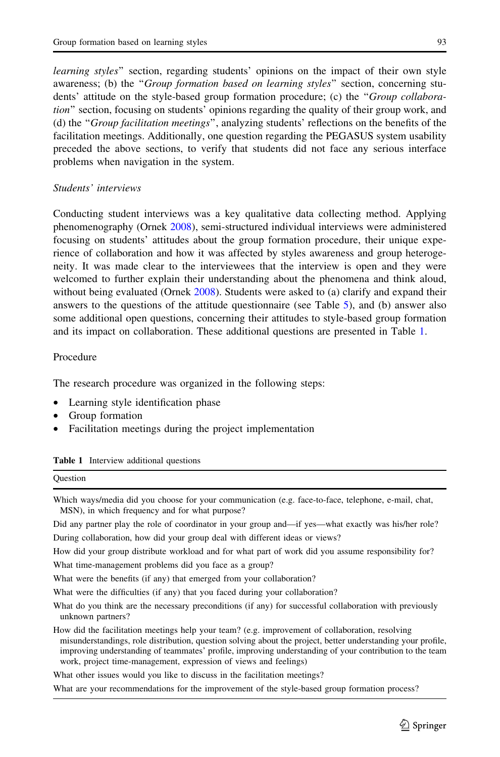*learning styles*" section, regarding students' opinions on the impact of their own style awareness; (b) the "*Group formation based on learning styles*" section, concerning students' attitude on the style-based group formation procedure; (c) the "*Group collaboration*" section, focusing on students' opinions regarding the quality of their group work, and (d) the "*Group facilitation meetings*", analyzing students' reflections on the benefits of the facilitation meetings. Additionally, one question regarding the PEGASUS system usability preceded the above sections, to verify that students did not face any serious interface problems when navigation in the system.

### *Students' interviews*

Conducting student interviews was a key qualitative data collecting method. Applying phenomenography (Ornek 2008), semi-structured individual interviews were administered focusing on students' attitudes about the group formation procedure, their unique experience of collaboration and how it was affected by styles awareness and group heterogeneity. It was made clear to the interviewees that the interview is open and they were welcomed to further explain their understanding about the phenomena and think aloud, without being evaluated (Ornek 2008). Students were asked to (a) clarify and expand their answers to the questions of the attitude questionnaire (see Table 5), and (b) answer also some additional open questions, concerning their attitudes to style-based group formation and its impact on collaboration. These additional questions are presented in Table 1.

## Procedure

The research procedure was organized in the following steps:

- Learning style identification phase
- Group formation
- Facilitation meetings during the project implementation

**Table 1** Interview additional questions

| Question |
|---|
| Which ways/media did you choose for your communication (e.g. face-to-face, telephone, e-mail, chat, MSN), in which frequency and for what purpose? |
| Did any partner play the role of coordinator in your group and—if yes—what exactly was his/her role? |
| During collaboration, how did your group deal with different ideas or views? |
| How did your group distribute workload and for what part of work did you assume responsibility for? |
| What time-management problems did you face as a group? |
| What were the benefits (if any) that emerged from your collaboration? |
| What were the difficulties (if any) that you faced during your collaboration? |
| What do you think are the necessary preconditions (if any) for successful collaboration with previously unknown partners? |
| How did the facilitation meetings help your team? (e.g. improvement of collaboration, resolving misunderstandings, role distribution, question solving about the project, better understanding your profile, improving understanding of teammates' profile, improving understanding of your contribution to the team work, project time-management, expression of views and feelings) |
| What other issues would you like to discuss in the facilitation meetings? |
| What are your recommendations for the improvement of the style-based group formation process? |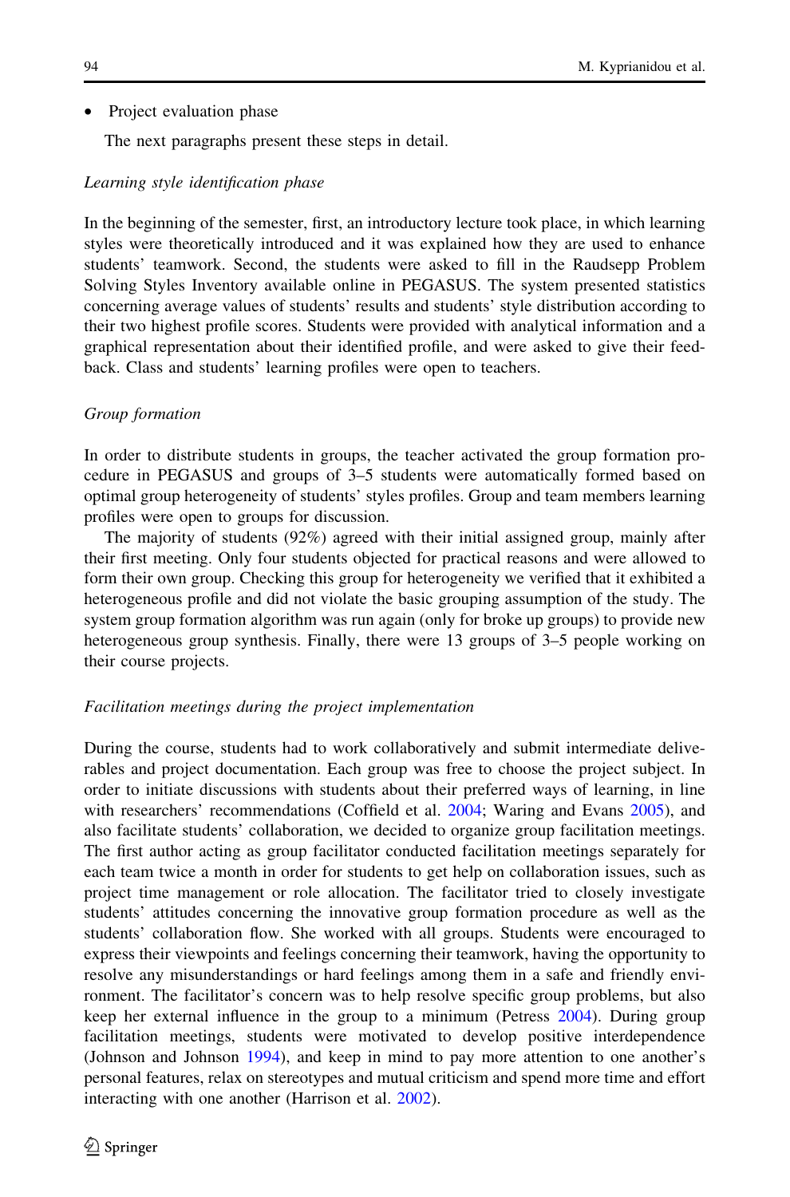- Project evaluation phase

The next paragraphs present these steps in detail.

*Learning style identification phase*

In the beginning of the semester, first, an introductory lecture took place, in which learning styles were theoretically introduced and it was explained how they are used to enhance students' teamwork. Second, the students were asked to fill in the Raudsepp Problem Solving Styles Inventory available online in PEGASUS. The system presented statistics concerning average values of students' results and students' style distribution according to their two highest profile scores. Students were provided with analytical information and a graphical representation about their identified profile, and were asked to give their feedback. Class and students' learning profiles were open to teachers.

*Group formation*

In order to distribute students in groups, the teacher activated the group formation procedure in PEGASUS and groups of 3–5 students were automatically formed based on optimal group heterogeneity of students' styles profiles. Group and team members learning profiles were open to groups for discussion.

The majority of students (92%) agreed with their initial assigned group, mainly after their first meeting. Only four students objected for practical reasons and were allowed to form their own group. Checking this group for heterogeneity we verified that it exhibited a heterogeneous profile and did not violate the basic grouping assumption of the study. The system group formation algorithm was run again (only for broke up groups) to provide new heterogeneous group synthesis. Finally, there were 13 groups of 3–5 people working on their course projects.

*Facilitation meetings during the project implementation*

During the course, students had to work collaboratively and submit intermediate deliverables and project documentation. Each group was free to choose the project subject. In order to initiate discussions with students about their preferred ways of learning, in line with researchers' recommendations (Coffield et al. 2004; Waring and Evans 2005), and also facilitate students' collaboration, we decided to organize group facilitation meetings. The first author acting as group facilitator conducted facilitation meetings separately for each team twice a month in order for students to get help on collaboration issues, such as project time management or role allocation. The facilitator tried to closely investigate students' attitudes concerning the innovative group formation procedure as well as the students' collaboration flow. She worked with all groups. Students were encouraged to express their viewpoints and feelings concerning their teamwork, having the opportunity to resolve any misunderstandings or hard feelings among them in a safe and friendly environment. The facilitator's concern was to help resolve specific group problems, but also keep her external influence in the group to a minimum (Petress 2004). During group facilitation meetings, students were motivated to develop positive interdependence (Johnson and Johnson 1994), and keep in mind to pay more attention to one another's personal features, relax on stereotypes and mutual criticism and spend more time and effort interacting with one another (Harrison et al. 2002).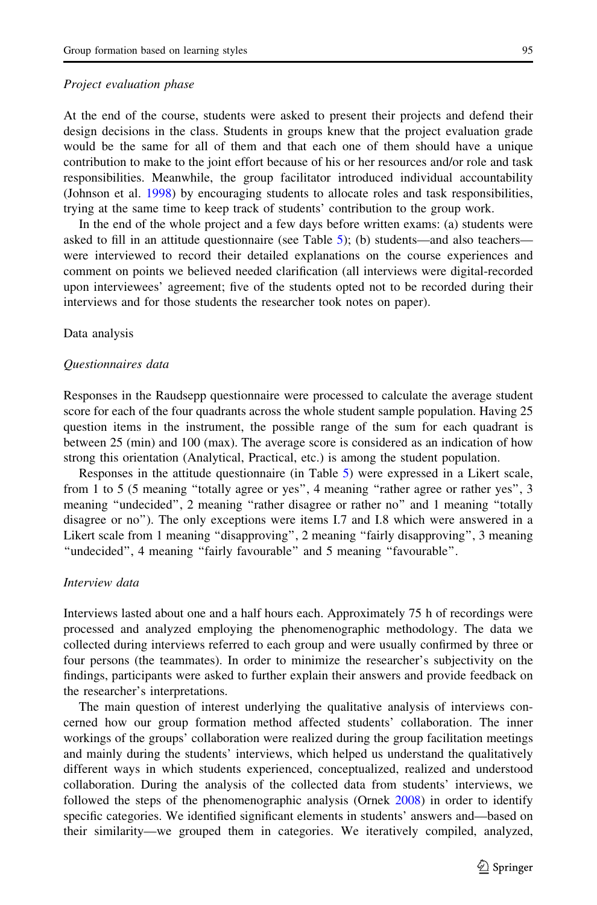*Project evaluation phase*

At the end of the course, students were asked to present their projects and defend their design decisions in the class. Students in groups knew that the project evaluation grade would be the same for all of them and that each one of them should have a unique contribution to make to the joint effort because of his or her resources and/or role and task responsibilities. Meanwhile, the group facilitator introduced individual accountability (Johnson et al. 1998) by encouraging students to allocate roles and task responsibilities, trying at the same time to keep track of students' contribution to the group work.

In the end of the whole project and a few days before written exams: (a) students were asked to fill in an attitude questionnaire (see Table 5); (b) students—and also teachers—were interviewed to record their detailed explanations on the course experiences and comment on points we believed needed clarification (all interviews were digital-recorded upon interviewees' agreement; five of the students opted not to be recorded during their interviews and for those students the researcher took notes on paper).

## Data analysis

*Questionnaires data*

Responses in the Raudsepp questionnaire were processed to calculate the average student score for each of the four quadrants across the whole student sample population. Having 25 question items in the instrument, the possible range of the sum for each quadrant is between 25 (min) and 100 (max). The average score is considered as an indication of how strong this orientation (Analytical, Practical, etc.) is among the student population.

Responses in the attitude questionnaire (in Table 5) were expressed in a Likert scale, from 1 to 5 (5 meaning "totally agree or yes", 4 meaning "rather agree or rather yes", 3 meaning "undecided", 2 meaning "rather disagree or rather no" and 1 meaning "totally disagree or no"). The only exceptions were items I.7 and I.8 which were answered in a Likert scale from 1 meaning "disapproving", 2 meaning "fairly disapproving", 3 meaning "undecided", 4 meaning "fairly favourable" and 5 meaning "favourable".

*Interview data*

Interviews lasted about one and a half hours each. Approximately 75 h of recordings were processed and analyzed employing the phenomenographic methodology. The data we collected during interviews referred to each group and were usually confirmed by three or four persons (the teammates). In order to minimize the researcher's subjectivity on the findings, participants were asked to further explain their answers and provide feedback on the researcher's interpretations.

The main question of interest underlying the qualitative analysis of interviews concerned how our group formation method affected students' collaboration. The inner workings of the groups' collaboration were realized during the group facilitation meetings and mainly during the students' interviews, which helped us understand the qualitatively different ways in which students experienced, conceptualized, realized and understood collaboration. During the analysis of the collected data from students' interviews, we followed the steps of the phenomenographic analysis (Ornek 2008) in order to identify specific categories. We identified significant elements in students' answers and—based on their similarity—we grouped them in categories. We iteratively compiled, analyzed,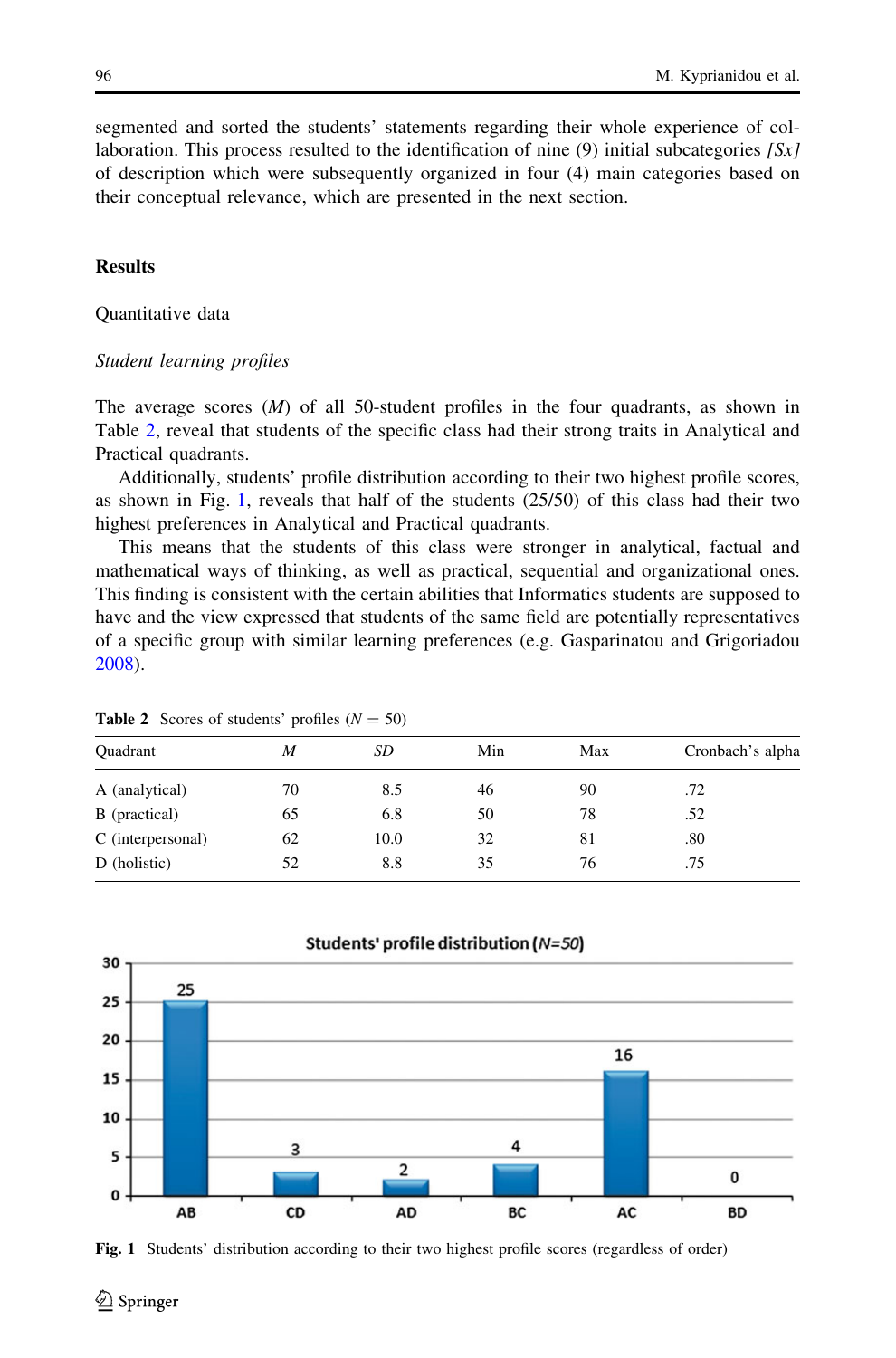segmented and sorted the students' statements regarding their whole experience of collaboration. This process resulted to the identification of nine (9) initial subcategories *[Sx]* of description which were subsequently organized in four (4) main categories based on their conceptual relevance, which are presented in the next section.

## Results

### Quantitative data

#### *Student learning profiles*

The average scores (*M*) of all 50-student profiles in the four quadrants, as shown in Table 2, reveal that students of the specific class had their strong traits in Analytical and Practical quadrants.

Additionally, students' profile distribution according to their two highest profile scores, as shown in Fig. 1, reveals that half of the students (25/50) of this class had their two highest preferences in Analytical and Practical quadrants.

This means that the students of this class were stronger in analytical, factual and mathematical ways of thinking, as well as practical, sequential and organizational ones. This finding is consistent with the certain abilities that Informatics students are supposed to have and the view expressed that students of the same field are potentially representatives of a specific group with similar learning preferences (e.g. Gasparinatou and Grigoriadou 2008).

**Table 2** Scores of students' profiles ($N = 50$)

| Quadrant | *M* | *SD* | Min | Max | Cronbach's alpha |
|---|---|---|---|---|---|
| A (analytical) | 70 | 8.5 | 46 | 90 | .72 |
| B (practical) | 65 | 6.8 | 50 | 78 | .52 |
| C (interpersonal) | 62 | 10.0 | 32 | 81 | .80 |
| D (holistic) | 52 | 8.8 | 35 | 76 | .75 |

**Students' profile distribution (*N=50*)**

| Profile | AB | CD | AD | BC | AC | BD |
|---|---|---|---|---|---|---|
| Students | 25 | 3 | 2 | 4 | 16 | 0 |

**Fig. 1** Students' distribution according to their two highest profile scores (regardless of order)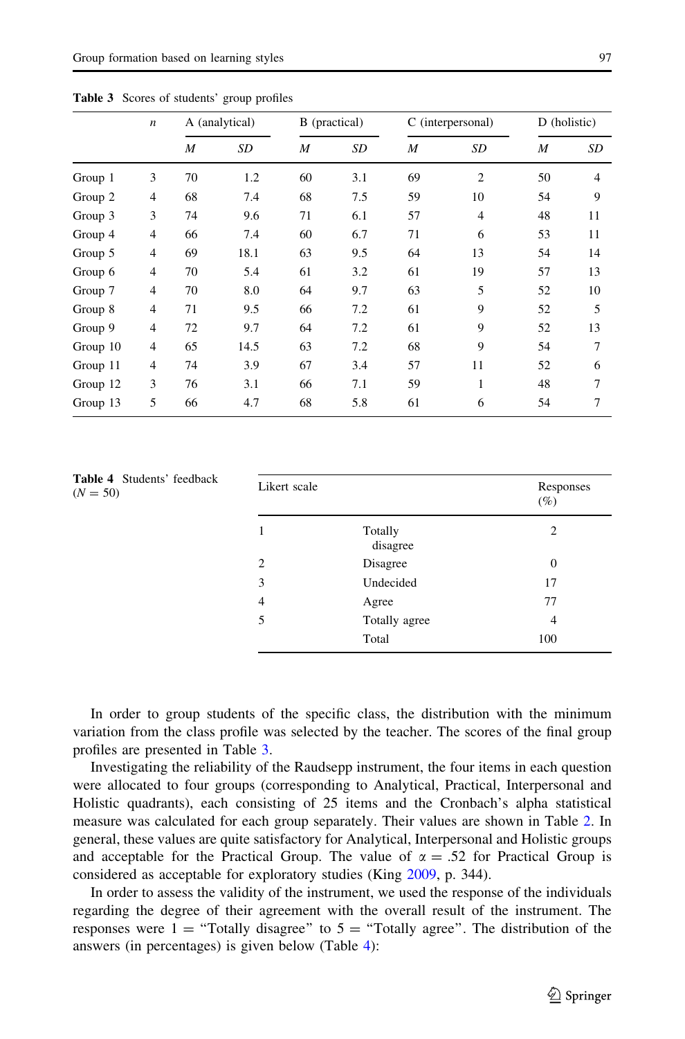**Table 3** Scores of students' group profiles

| | *n* | A (analytical) | | B (practical) | | C (interpersonal) | | D (holistic) | |
|---|---|---|---|---|---|---|---|---|---|
| | | *M* | *SD* | *M* | *SD* | *M* | *SD* | *M* | *SD* |
| Group 1 | 3 | 70 | 1.2 | 60 | 3.1 | 69 | 2 | 50 | 4 |
| Group 2 | 4 | 68 | 7.4 | 68 | 7.5 | 59 | 10 | 54 | 9 |
| Group 3 | 3 | 74 | 9.6 | 71 | 6.1 | 57 | 4 | 48 | 11 |
| Group 4 | 4 | 66 | 7.4 | 60 | 6.7 | 71 | 6 | 53 | 11 |
| Group 5 | 4 | 69 | 18.1 | 63 | 9.5 | 64 | 13 | 54 | 14 |
| Group 6 | 4 | 70 | 5.4 | 61 | 3.2 | 61 | 19 | 57 | 13 |
| Group 7 | 4 | 70 | 8.0 | 64 | 9.7 | 63 | 5 | 52 | 10 |
| Group 8 | 4 | 71 | 9.5 | 66 | 7.2 | 61 | 9 | 52 | 5 |
| Group 9 | 4 | 72 | 9.7 | 64 | 7.2 | 61 | 9 | 52 | 13 |
| Group 10 | 4 | 65 | 14.5 | 63 | 7.2 | 68 | 9 | 54 | 7 |
| Group 11 | 4 | 74 | 3.9 | 67 | 3.4 | 57 | 11 | 52 | 6 |
| Group 12 | 3 | 76 | 3.1 | 66 | 7.1 | 59 | 1 | 48 | 7 |
| Group 13 | 5 | 66 | 4.7 | 68 | 5.8 | 61 | 6 | 54 | 7 |

**Table 4** Students' feedback ($N = 50$)

| Likert scale | | Responses (%) |
|---|---|---|
| 1 | Totally disagree | 2 |
| 2 | Disagree | 0 |
| 3 | Undecided | 17 |
| 4 | Agree | 77 |
| 5 | Totally agree | 4 |
| | Total | 100 |

In order to group students of the specific class, the distribution with the minimum variation from the class profile was selected by the teacher. The scores of the final group profiles are presented in Table 3.

Investigating the reliability of the Raudsepp instrument, the four items in each question were allocated to four groups (corresponding to Analytical, Practical, Interpersonal and Holistic quadrants), each consisting of 25 items and the Cronbach's alpha statistical measure was calculated for each group separately. Their values are shown in Table 2. In general, these values are quite satisfactory for Analytical, Interpersonal and Holistic groups and acceptable for the Practical Group. The value of $\alpha = .52$ for Practical Group is considered as acceptable for exploratory studies (King 2009, p. 344).

In order to assess the validity of the instrument, we used the response of the individuals regarding the degree of their agreement with the overall result of the instrument. The responses were 1 = "Totally disagree" to 5 = "Totally agree". The distribution of the answers (in percentages) is given below (Table 4):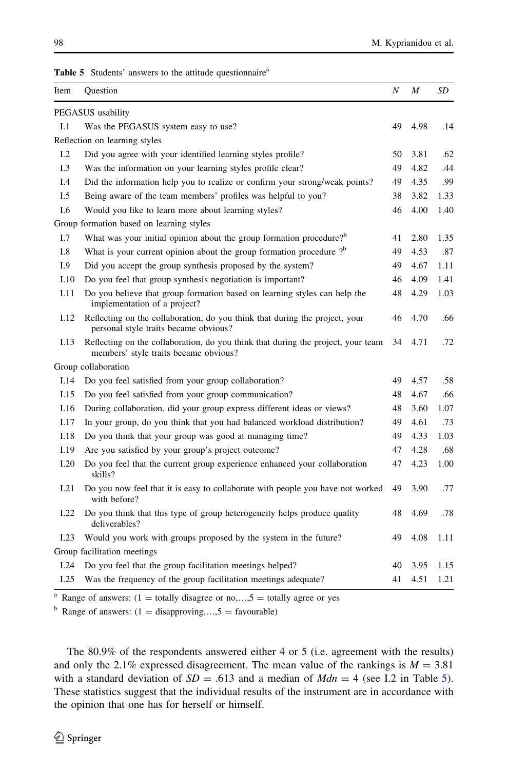**Table 5** Students' answers to the attitude questionnaire[a]

| Item | Question | $N$ | $M$ | $SD$ |
|---|---|---|---|---|
| PEGASUS usability | | | | |
| I.1 | Was the PEGASUS system easy to use? | 49 | 4.98 | .14 |
| Reflection on learning styles | | | | |
| I.2 | Did you agree with your identified learning styles profile? | 50 | 3.81 | .62 |
| I.3 | Was the information on your learning styles profile clear? | 49 | 4.82 | .44 |
| I.4 | Did the information help you to realize or confirm your strong/weak points? | 49 | 4.35 | .99 |
| I.5 | Being aware of the team members' profiles was helpful to you? | 38 | 3.82 | 1.33 |
| I.6 | Would you like to learn more about learning styles? | 46 | 4.00 | 1.40 |
| Group formation based on learning styles | | | | |
| I.7 | What was your initial opinion about the group formation procedure?[b] | 41 | 2.80 | 1.35 |
| I.8 | What is your current opinion about the group formation procedure ?[b] | 49 | 4.53 | .87 |
| I.9 | Did you accept the group synthesis proposed by the system? | 49 | 4.67 | 1.11 |
| I.10 | Do you feel that group synthesis negotiation is important? | 46 | 4.09 | 1.41 |
| I.11 | Do you believe that group formation based on learning styles can help the implementation of a project? | 48 | 4.29 | 1.03 |
| I.12 | Reflecting on the collaboration, do you think that during the project, your personal style traits became obvious? | 46 | 4.70 | .66 |
| I.13 | Reflecting on the collaboration, do you think that during the project, your team members' style traits became obvious? | 34 | 4.71 | .72 |
| Group collaboration | | | | |
| I.14 | Do you feel satisfied from your group collaboration? | 49 | 4.57 | .58 |
| I.15 | Do you feel satisfied from your group communication? | 48 | 4.67 | .66 |
| I.16 | During collaboration, did your group express different ideas or views? | 48 | 3.60 | 1.07 |
| I.17 | In your group, do you think that you had balanced workload distribution? | 49 | 4.61 | .73 |
| I.18 | Do you think that your group was good at managing time? | 49 | 4.33 | 1.03 |
| I.19 | Are you satisfied by your group's project outcome? | 47 | 4.28 | .68 |
| I.20 | Do you feel that the current group experience enhanced your collaboration skills? | 47 | 4.23 | 1.00 |
| I.21 | Do you now feel that it is easy to collaborate with people you have not worked with before? | 49 | 3.90 | .77 |
| I.22 | Do you think that this type of group heterogeneity helps produce quality deliverables? | 48 | 4.69 | .78 |
| I.23 | Would you work with groups proposed by the system in the future? | 49 | 4.08 | 1.11 |
| Group facilitation meetings | | | | |
| I.24 | Do you feel that the group facilitation meetings helped? | 40 | 3.95 | 1.15 |
| I.25 | Was the frequency of the group facilitation meetings adequate? | 41 | 4.51 | 1.21 |

[a] Range of answers: (1 = totally disagree or no,…,5 = totally agree or yes

[b] Range of answers: (1 = disapproving,…,5 = favourable)

The 80.9% of the respondents answered either 4 or 5 (i.e. agreement with the results) and only the 2.1% expressed disagreement. The mean value of the rankings is $M = 3.81$ with a standard deviation of $SD = .613$ and a median of $Mdn = 4$ (see I.2 in Table 5). These statistics suggest that the individual results of the instrument are in accordance with the opinion that one has for herself or himself.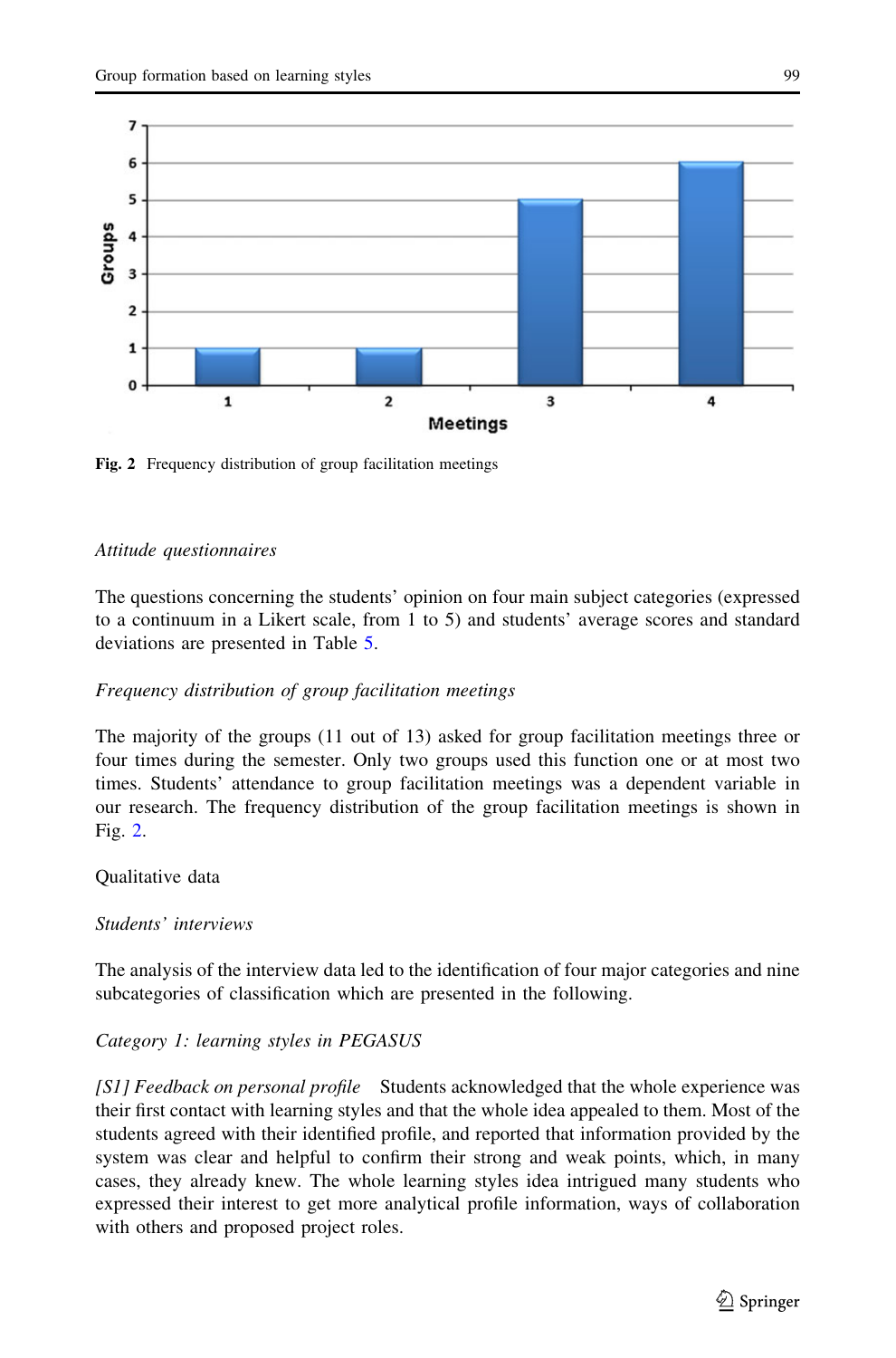Fig. 2 Frequency distribution of group facilitation meetings

*Attitude questionnaires*

The questions concerning the students' opinion on four main subject categories (expressed to a continuum in a Likert scale, from 1 to 5) and students' average scores and standard deviations are presented in Table 5.

*Frequency distribution of group facilitation meetings*

The majority of the groups (11 out of 13) asked for group facilitation meetings three or four times during the semester. Only two groups used this function one or at most two times. Students' attendance to group facilitation meetings was a dependent variable in our research. The frequency distribution of the group facilitation meetings is shown in Fig. 2.

Qualitative data

*Students' interviews*

The analysis of the interview data led to the identification of four major categories and nine subcategories of classification which are presented in the following.

*Category 1: learning styles in PEGASUS*

*[S1] Feedback on personal profile* Students acknowledged that the whole experience was their first contact with learning styles and that the whole idea appealed to them. Most of the students agreed with their identified profile, and reported that information provided by the system was clear and helpful to confirm their strong and weak points, which, in many cases, they already knew. The whole learning styles idea intrigued many students who expressed their interest to get more analytical profile information, ways of collaboration with others and proposed project roles.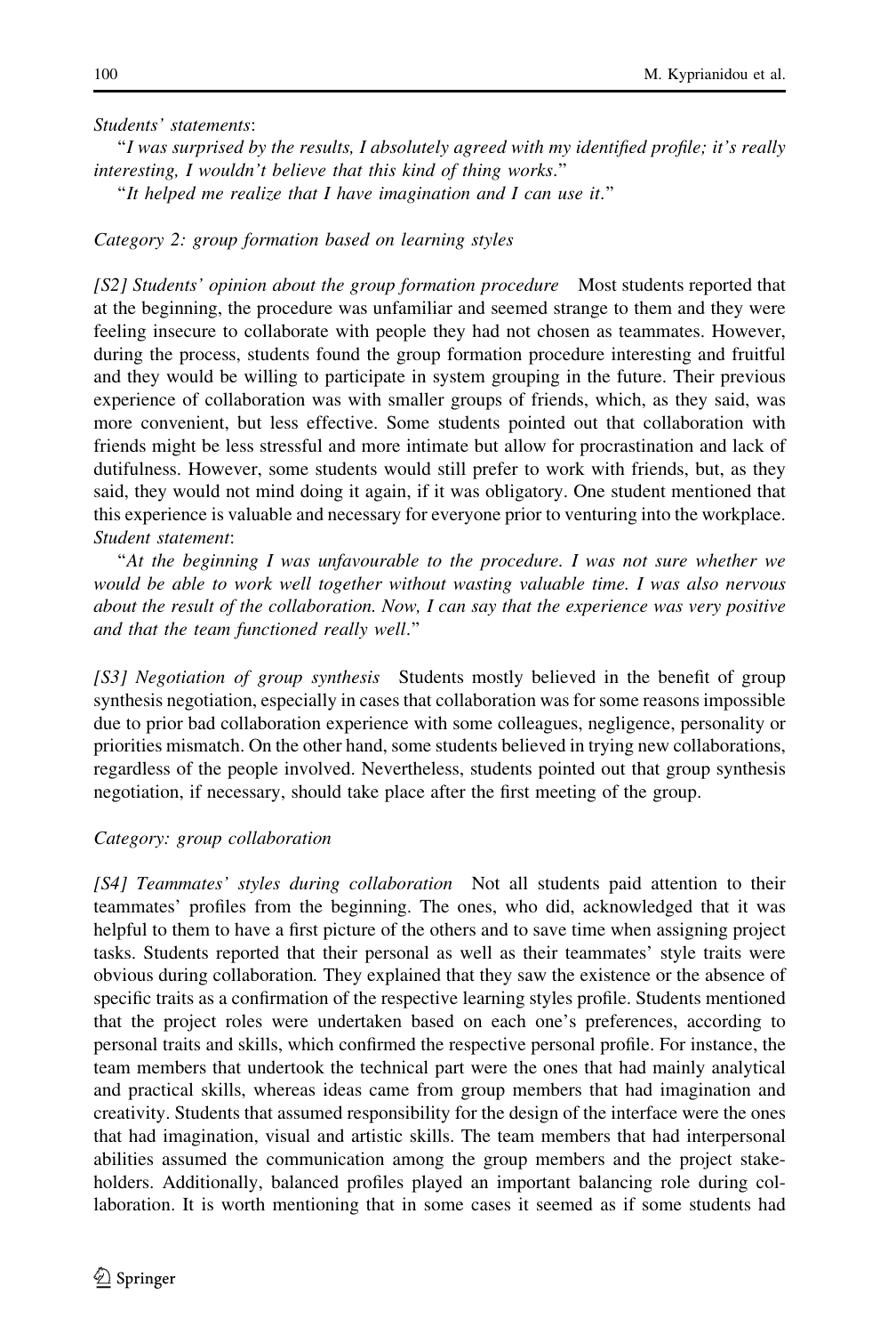*Students' statements*:

"*I was surprised by the results, I absolutely agreed with my identified profile; it's really interesting, I wouldn't believe that this kind of thing works*."

"*It helped me realize that I have imagination and I can use it*."

*Category 2: group formation based on learning styles*

*[S2] Students' opinion about the group formation procedure* Most students reported that at the beginning, the procedure was unfamiliar and seemed strange to them and they were feeling insecure to collaborate with people they had not chosen as teammates. However, during the process, students found the group formation procedure interesting and fruitful and they would be willing to participate in system grouping in the future. Their previous experience of collaboration was with smaller groups of friends, which, as they said, was more convenient, but less effective. Some students pointed out that collaboration with friends might be less stressful and more intimate but allow for procrastination and lack of dutifulness. However, some students would still prefer to work with friends, but, as they said, they would not mind doing it again, if it was obligatory. One student mentioned that this experience is valuable and necessary for everyone prior to venturing into the workplace. *Student statement*:

"*At the beginning I was unfavourable to the procedure. I was not sure whether we would be able to work well together without wasting valuable time. I was also nervous about the result of the collaboration. Now, I can say that the experience was very positive and that the team functioned really well*."

*[S3] Negotiation of group synthesis* Students mostly believed in the benefit of group synthesis negotiation, especially in cases that collaboration was for some reasons impossible due to prior bad collaboration experience with some colleagues, negligence, personality or priorities mismatch. On the other hand, some students believed in trying new collaborations, regardless of the people involved. Nevertheless, students pointed out that group synthesis negotiation, if necessary, should take place after the first meeting of the group.

*Category: group collaboration*

*[S4] Teammates' styles during collaboration* Not all students paid attention to their teammates' profiles from the beginning. The ones, who did, acknowledged that it was helpful to them to have a first picture of the others and to save time when assigning project tasks. Students reported that their personal as well as their teammates' style traits were obvious during collaboration. They explained that they saw the existence or the absence of specific traits as a confirmation of the respective learning styles profile. Students mentioned that the project roles were undertaken based on each one's preferences, according to personal traits and skills, which confirmed the respective personal profile. For instance, the team members that undertook the technical part were the ones that had mainly analytical and practical skills, whereas ideas came from group members that had imagination and creativity. Students that assumed responsibility for the design of the interface were the ones that had imagination, visual and artistic skills. The team members that had interpersonal abilities assumed the communication among the group members and the project stakeholders. Additionally, balanced profiles played an important balancing role during collaboration. It is worth mentioning that in some cases it seemed as if some students had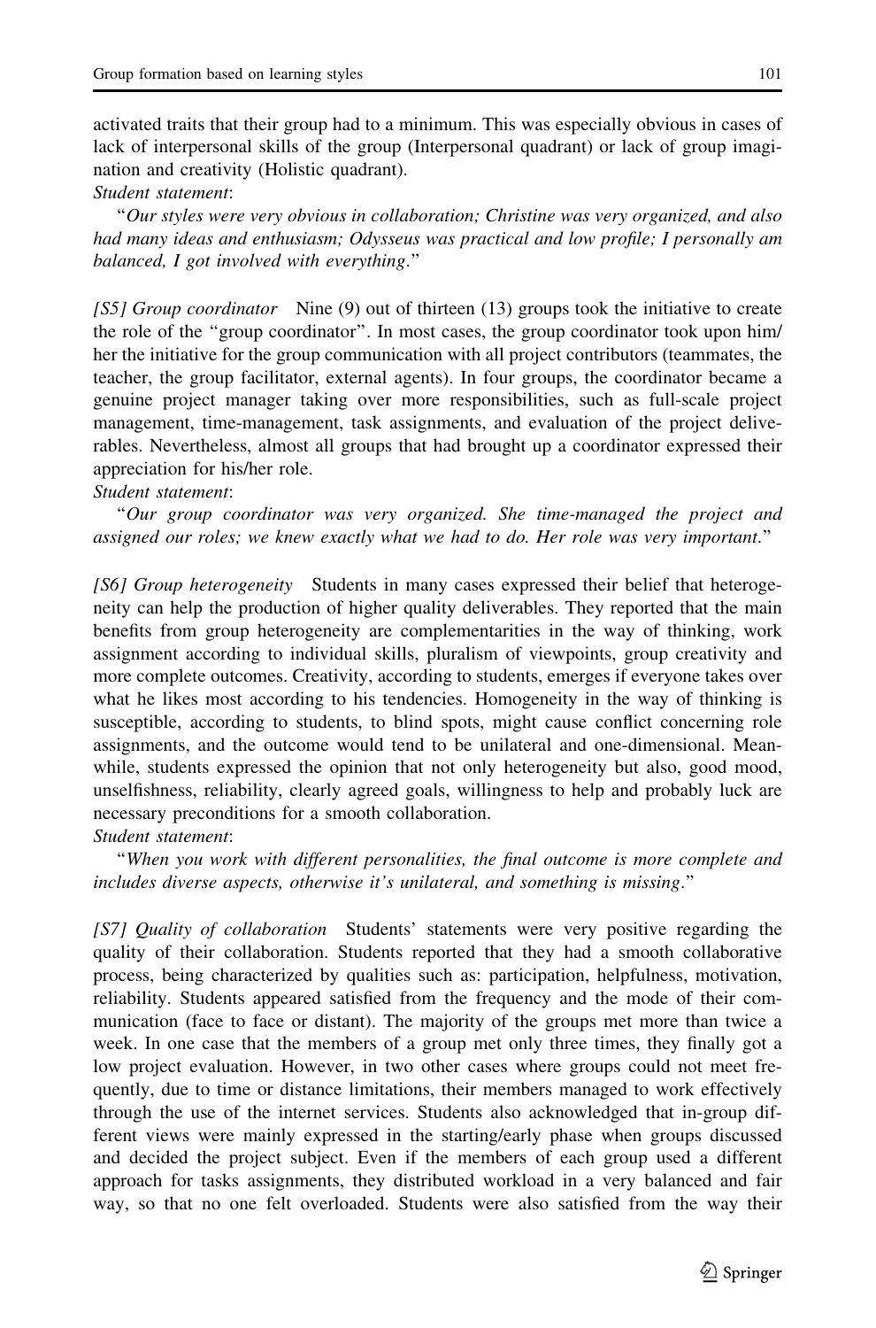activated traits that their group had to a minimum. This was especially obvious in cases of lack of interpersonal skills of the group (Interpersonal quadrant) or lack of group imagination and creativity (Holistic quadrant).

*Student statement*:

"*Our styles were very obvious in collaboration; Christine was very organized, and also had many ideas and enthusiasm; Odysseus was practical and low profile; I personally am balanced, I got involved with everything*."

*[S5] Group coordinator* Nine (9) out of thirteen (13) groups took the initiative to create the role of the "group coordinator". In most cases, the group coordinator took upon him/her the initiative for the group communication with all project contributors (teammates, the teacher, the group facilitator, external agents). In four groups, the coordinator became a genuine project manager taking over more responsibilities, such as full-scale project management, time-management, task assignments, and evaluation of the project deliverables. Nevertheless, almost all groups that had brought up a coordinator expressed their appreciation for his/her role.

*Student statement*:

"*Our group coordinator was very organized. She time-managed the project and assigned our roles; we knew exactly what we had to do. Her role was very important*."

*[S6] Group heterogeneity* Students in many cases expressed their belief that heterogeneity can help the production of higher quality deliverables. They reported that the main benefits from group heterogeneity are complementarities in the way of thinking, work assignment according to individual skills, pluralism of viewpoints, group creativity and more complete outcomes. Creativity, according to students, emerges if everyone takes over what he likes most according to his tendencies. Homogeneity in the way of thinking is susceptible, according to students, to blind spots, might cause conflict concerning role assignments, and the outcome would tend to be unilateral and one-dimensional. Meanwhile, students expressed the opinion that not only heterogeneity but also, good mood, unselfishness, reliability, clearly agreed goals, willingness to help and probably luck are necessary preconditions for a smooth collaboration.

*Student statement*:

"*When you work with different personalities, the final outcome is more complete and includes diverse aspects, otherwise it's unilateral, and something is missing*."

*[S7] Quality of collaboration* Students' statements were very positive regarding the quality of their collaboration. Students reported that they had a smooth collaborative process, being characterized by qualities such as: participation, helpfulness, motivation, reliability. Students appeared satisfied from the frequency and the mode of their communication (face to face or distant). The majority of the groups met more than twice a week. In one case that the members of a group met only three times, they finally got a low project evaluation. However, in two other cases where groups could not meet frequently, due to time or distance limitations, their members managed to work effectively through the use of the internet services. Students also acknowledged that in-group different views were mainly expressed in the starting/early phase when groups discussed and decided the project subject. Even if the members of each group used a different approach for tasks assignments, they distributed workload in a very balanced and fair way, so that no one felt overloaded. Students were also satisfied from the way their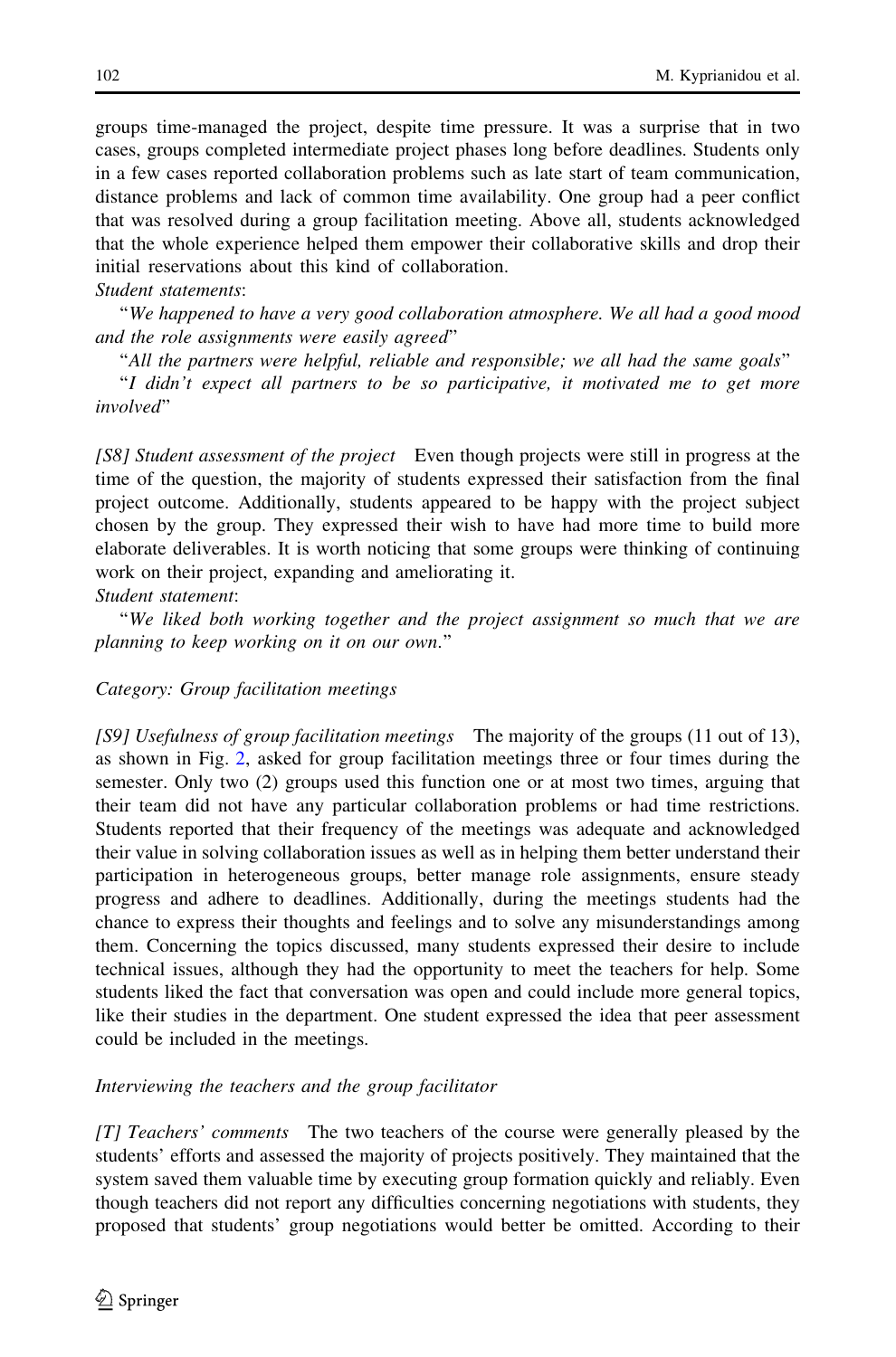groups time-managed the project, despite time pressure. It was a surprise that in two cases, groups completed intermediate project phases long before deadlines. Students only in a few cases reported collaboration problems such as late start of team communication, distance problems and lack of common time availability. One group had a peer conflict that was resolved during a group facilitation meeting. Above all, students acknowledged that the whole experience helped them empower their collaborative skills and drop their initial reservations about this kind of collaboration.

*Student statements*:

"*We happened to have a very good collaboration atmosphere. We all had a good mood and the role assignments were easily agreed*"

"*All the partners were helpful, reliable and responsible; we all had the same goals*"

"*I didn't expect all partners to be so participative, it motivated me to get more involved*"

*[S8] Student assessment of the project* Even though projects were still in progress at the time of the question, the majority of students expressed their satisfaction from the final project outcome. Additionally, students appeared to be happy with the project subject chosen by the group. They expressed their wish to have had more time to build more elaborate deliverables. It is worth noticing that some groups were thinking of continuing work on their project, expanding and ameliorating it.

*Student statement*:

"*We liked both working together and the project assignment so much that we are planning to keep working on it on our own.*"

*Category: Group facilitation meetings*

*[S9] Usefulness of group facilitation meetings* The majority of the groups (11 out of 13), as shown in Fig. 2, asked for group facilitation meetings three or four times during the semester. Only two (2) groups used this function one or at most two times, arguing that their team did not have any particular collaboration problems or had time restrictions. Students reported that their frequency of the meetings was adequate and acknowledged their value in solving collaboration issues as well as in helping them better understand their participation in heterogeneous groups, better manage role assignments, ensure steady progress and adhere to deadlines. Additionally, during the meetings students had the chance to express their thoughts and feelings and to solve any misunderstandings among them. Concerning the topics discussed, many students expressed their desire to include technical issues, although they had the opportunity to meet the teachers for help. Some students liked the fact that conversation was open and could include more general topics, like their studies in the department. One student expressed the idea that peer assessment could be included in the meetings.

*Interviewing the teachers and the group facilitator*

*[T] Teachers' comments* The two teachers of the course were generally pleased by the students' efforts and assessed the majority of projects positively. They maintained that the system saved them valuable time by executing group formation quickly and reliably. Even though teachers did not report any difficulties concerning negotiations with students, they proposed that students' group negotiations would better be omitted. According to their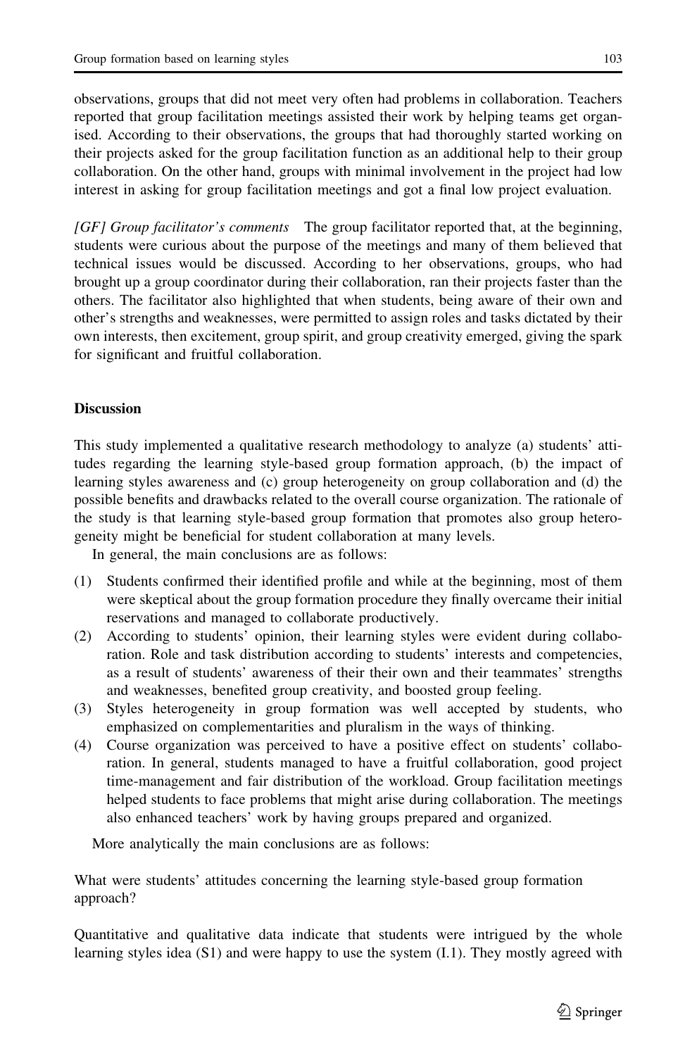observations, groups that did not meet very often had problems in collaboration. Teachers reported that group facilitation meetings assisted their work by helping teams get organised. According to their observations, the groups that had thoroughly started working on their projects asked for the group facilitation function as an additional help to their group collaboration. On the other hand, groups with minimal involvement in the project had low interest in asking for group facilitation meetings and got a final low project evaluation.

*[GF] Group facilitator's comments* The group facilitator reported that, at the beginning, students were curious about the purpose of the meetings and many of them believed that technical issues would be discussed. According to her observations, groups, who had brought up a group coordinator during their collaboration, ran their projects faster than the others. The facilitator also highlighted that when students, being aware of their own and other's strengths and weaknesses, were permitted to assign roles and tasks dictated by their own interests, then excitement, group spirit, and group creativity emerged, giving the spark for significant and fruitful collaboration.

## Discussion

This study implemented a qualitative research methodology to analyze (a) students' attitudes regarding the learning style-based group formation approach, (b) the impact of learning styles awareness and (c) group heterogeneity on group collaboration and (d) the possible benefits and drawbacks related to the overall course organization. The rationale of the study is that learning style-based group formation that promotes also group heterogeneity might be beneficial for student collaboration at many levels.

In general, the main conclusions are as follows:

(1) Students confirmed their identified profile and while at the beginning, most of them were skeptical about the group formation procedure they finally overcame their initial reservations and managed to collaborate productively.
(2) According to students' opinion, their learning styles were evident during collaboration. Role and task distribution according to students' interests and competencies, as a result of students' awareness of their their own and their teammates' strengths and weaknesses, benefited group creativity, and boosted group feeling.
(3) Styles heterogeneity in group formation was well accepted by students, who emphasized on complementarities and pluralism in the ways of thinking.
(4) Course organization was perceived to have a positive effect on students' collaboration. In general, students managed to have a fruitful collaboration, good project time-management and fair distribution of the workload. Group facilitation meetings helped students to face problems that might arise during collaboration. The meetings also enhanced teachers' work by having groups prepared and organized.

More analytically the main conclusions are as follows:

What were students' attitudes concerning the learning style-based group formation approach?

Quantitative and qualitative data indicate that students were intrigued by the whole learning styles idea (S1) and were happy to use the system (I.1). They mostly agreed with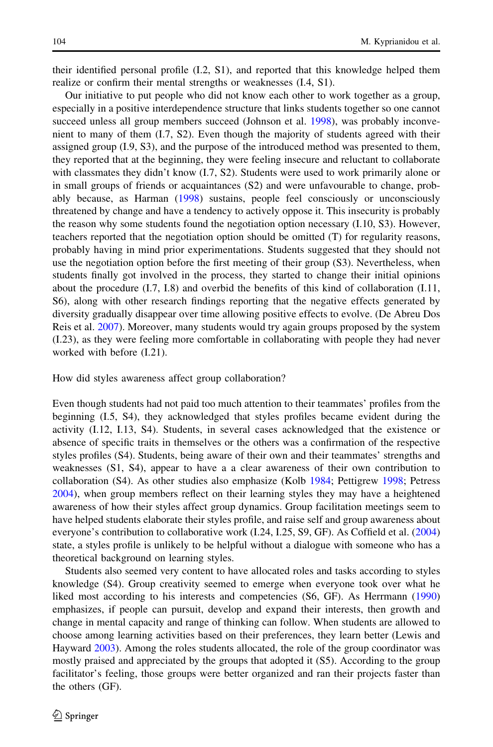their identified personal profile (I.2, S1), and reported that this knowledge helped them realize or confirm their mental strengths or weaknesses (I.4, S1).

Our initiative to put people who did not know each other to work together as a group, especially in a positive interdependence structure that links students together so one cannot succeed unless all group members succeed (Johnson et al. 1998), was probably inconvenient to many of them (I.7, S2). Even though the majority of students agreed with their assigned group (I.9, S3), and the purpose of the introduced method was presented to them, they reported that at the beginning, they were feeling insecure and reluctant to collaborate with classmates they didn't know (I.7, S2). Students were used to work primarily alone or in small groups of friends or acquaintances (S2) and were unfavourable to change, probably because, as Harman (1998) sustains, people feel consciously or unconsciously threatened by change and have a tendency to actively oppose it. This insecurity is probably the reason why some students found the negotiation option necessary (I.10, S3). However, teachers reported that the negotiation option should be omitted (T) for regularity reasons, probably having in mind prior experimentations. Students suggested that they should not use the negotiation option before the first meeting of their group (S3). Nevertheless, when students finally got involved in the process, they started to change their initial opinions about the procedure (I.7, I.8) and overbid the benefits of this kind of collaboration (I.11, S6), along with other research findings reporting that the negative effects generated by diversity gradually disappear over time allowing positive effects to evolve. (De Abreu Dos Reis et al. 2007). Moreover, many students would try again groups proposed by the system (I.23), as they were feeling more comfortable in collaborating with people they had never worked with before (I.21).

How did styles awareness affect group collaboration?

Even though students had not paid too much attention to their teammates' profiles from the beginning (I.5, S4), they acknowledged that styles profiles became evident during the activity (I.12, I.13, S4). Students, in several cases acknowledged that the existence or absence of specific traits in themselves or the others was a confirmation of the respective styles profiles (S4). Students, being aware of their own and their teammates' strengths and weaknesses (S1, S4), appear to have a a clear awareness of their own contribution to collaboration (S4). As other studies also emphasize (Kolb 1984; Pettigrew 1998; Petress 2004), when group members reflect on their learning styles they may have a heightened awareness of how their styles affect group dynamics. Group facilitation meetings seem to have helped students elaborate their styles profile, and raise self and group awareness about everyone's contribution to collaborative work (I.24, I.25, S9, GF). As Coffield et al. (2004) state, a styles profile is unlikely to be helpful without a dialogue with someone who has a theoretical background on learning styles.

Students also seemed very content to have allocated roles and tasks according to styles knowledge (S4). Group creativity seemed to emerge when everyone took over what he liked most according to his interests and competencies (S6, GF). As Herrmann (1990) emphasizes, if people can pursuit, develop and expand their interests, then growth and change in mental capacity and range of thinking can follow. When students are allowed to choose among learning activities based on their preferences, they learn better (Lewis and Hayward 2003). Among the roles students allocated, the role of the group coordinator was mostly praised and appreciated by the groups that adopted it (S5). According to the group facilitator's feeling, those groups were better organized and ran their projects faster than the others (GF).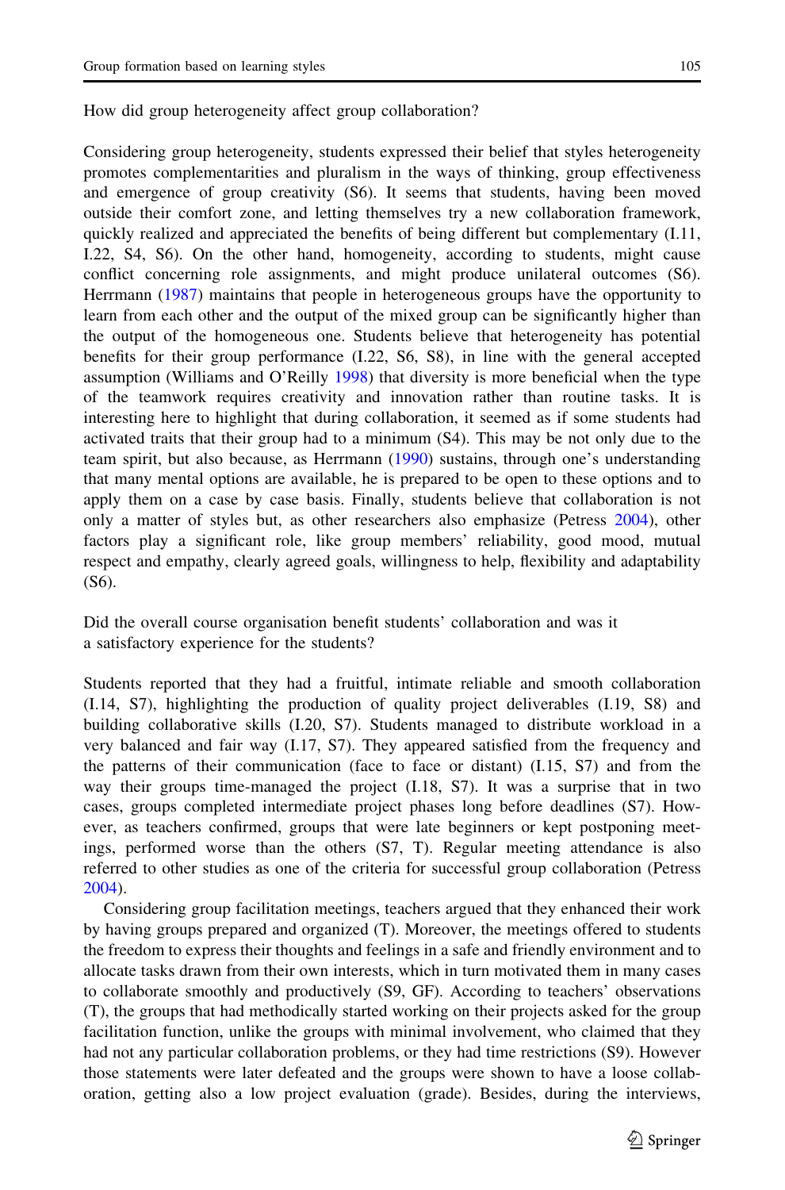How did group heterogeneity affect group collaboration?

Considering group heterogeneity, students expressed their belief that styles heterogeneity promotes complementarities and pluralism in the ways of thinking, group effectiveness and emergence of group creativity (S6). It seems that students, having been moved outside their comfort zone, and letting themselves try a new collaboration framework, quickly realized and appreciated the benefits of being different but complementary (I.11, I.22, S4, S6). On the other hand, homogeneity, according to students, might cause conflict concerning role assignments, and might produce unilateral outcomes (S6). Herrmann (1987) maintains that people in heterogeneous groups have the opportunity to learn from each other and the output of the mixed group can be significantly higher than the output of the homogeneous one. Students believe that heterogeneity has potential benefits for their group performance (I.22, S6, S8), in line with the general accepted assumption (Williams and O'Reilly 1998) that diversity is more beneficial when the type of the teamwork requires creativity and innovation rather than routine tasks. It is interesting here to highlight that during collaboration, it seemed as if some students had activated traits that their group had to a minimum (S4). This may be not only due to the team spirit, but also because, as Herrmann (1990) sustains, through one's understanding that many mental options are available, he is prepared to be open to these options and to apply them on a case by case basis. Finally, students believe that collaboration is not only a matter of styles but, as other researchers also emphasize (Petress 2004), other factors play a significant role, like group members' reliability, good mood, mutual respect and empathy, clearly agreed goals, willingness to help, flexibility and adaptability (S6).

Did the overall course organisation benefit students' collaboration and was it a satisfactory experience for the students?

Students reported that they had a fruitful, intimate reliable and smooth collaboration (I.14, S7), highlighting the production of quality project deliverables (I.19, S8) and building collaborative skills (I.20, S7). Students managed to distribute workload in a very balanced and fair way (I.17, S7). They appeared satisfied from the frequency and the patterns of their communication (face to face or distant) (I.15, S7) and from the way their groups time-managed the project (I.18, S7). It was a surprise that in two cases, groups completed intermediate project phases long before deadlines (S7). However, as teachers confirmed, groups that were late beginners or kept postponing meetings, performed worse than the others (S7, T). Regular meeting attendance is also referred to other studies as one of the criteria for successful group collaboration (Petress 2004).

Considering group facilitation meetings, teachers argued that they enhanced their work by having groups prepared and organized (T). Moreover, the meetings offered to students the freedom to express their thoughts and feelings in a safe and friendly environment and to allocate tasks drawn from their own interests, which in turn motivated them in many cases to collaborate smoothly and productively (S9, GF). According to teachers' observations (T), the groups that had methodically started working on their projects asked for the group facilitation function, unlike the groups with minimal involvement, who claimed that they had not any particular collaboration problems, or they had time restrictions (S9). However those statements were later defeated and the groups were shown to have a loose collaboration, getting also a low project evaluation (grade). Besides, during the interviews,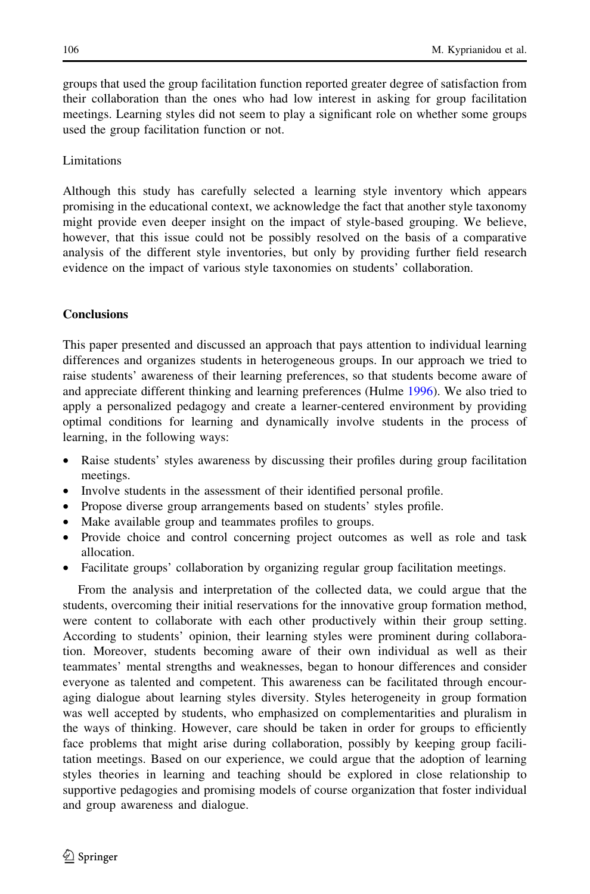groups that used the group facilitation function reported greater degree of satisfaction from their collaboration than the ones who had low interest in asking for group facilitation meetings. Learning styles did not seem to play a significant role on whether some groups used the group facilitation function or not.

Limitations

Although this study has carefully selected a learning style inventory which appears promising in the educational context, we acknowledge the fact that another style taxonomy might provide even deeper insight on the impact of style-based grouping. We believe, however, that this issue could not be possibly resolved on the basis of a comparative analysis of the different style inventories, but only by providing further field research evidence on the impact of various style taxonomies on students' collaboration.

## Conclusions

This paper presented and discussed an approach that pays attention to individual learning differences and organizes students in heterogeneous groups. In our approach we tried to raise students' awareness of their learning preferences, so that students become aware of and appreciate different thinking and learning preferences (Hulme 1996). We also tried to apply a personalized pedagogy and create a learner-centered environment by providing optimal conditions for learning and dynamically involve students in the process of learning, in the following ways:

- Raise students' styles awareness by discussing their profiles during group facilitation meetings.
- Involve students in the assessment of their identified personal profile.
- Propose diverse group arrangements based on students' styles profile.
- Make available group and teammates profiles to groups.
- Provide choice and control concerning project outcomes as well as role and task allocation.
- Facilitate groups' collaboration by organizing regular group facilitation meetings.

From the analysis and interpretation of the collected data, we could argue that the students, overcoming their initial reservations for the innovative group formation method, were content to collaborate with each other productively within their group setting. According to students' opinion, their learning styles were prominent during collaboration. Moreover, students becoming aware of their own individual as well as their teammates' mental strengths and weaknesses, began to honour differences and consider everyone as talented and competent. This awareness can be facilitated through encouraging dialogue about learning styles diversity. Styles heterogeneity in group formation was well accepted by students, who emphasized on complementarities and pluralism in the ways of thinking. However, care should be taken in order for groups to efficiently face problems that might arise during collaboration, possibly by keeping group facilitation meetings. Based on our experience, we could argue that the adoption of learning styles theories in learning and teaching should be explored in close relationship to supportive pedagogies and promising models of course organization that foster individual and group awareness and dialogue.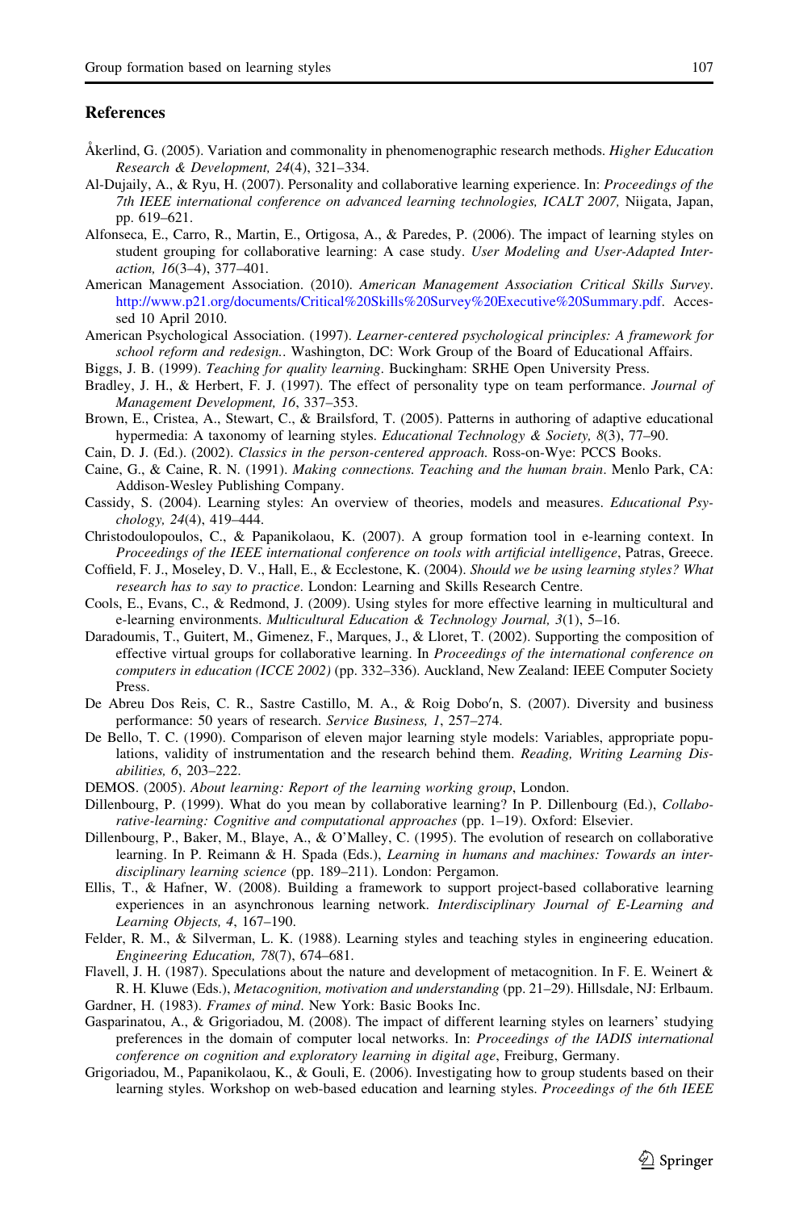## References

Åkerlind, G. (2005). Variation and commonality in phenomenographic research methods. *Higher Education Research & Development, 24*(4), 321–334.

Al-Dujaily, A., & Ryu, H. (2007). Personality and collaborative learning experience. In: *Proceedings of the 7th IEEE international conference on advanced learning technologies, ICALT 2007,* Niigata, Japan, pp. 619–621.

Alfonseca, E., Carro, R., Martin, E., Ortigosa, A., & Paredes, P. (2006). The impact of learning styles on student grouping for collaborative learning: A case study. *User Modeling and User-Adapted Interaction, 16*(3–4), 377–401.

American Management Association. (2010). *American Management Association Critical Skills Survey*. http://www.p21.org/documents/Critical%20Skills%20Survey%20Executive%20Summary.pdf. Accessed 10 April 2010.

American Psychological Association. (1997). *Learner-centered psychological principles: A framework for school reform and redesign.*. Washington, DC: Work Group of the Board of Educational Affairs.

Biggs, J. B. (1999). *Teaching for quality learning*. Buckingham: SRHE Open University Press.

Bradley, J. H., & Herbert, F. J. (1997). The effect of personality type on team performance. *Journal of Management Development, 16*, 337–353.

Brown, E., Cristea, A., Stewart, C., & Brailsford, T. (2005). Patterns in authoring of adaptive educational hypermedia: A taxonomy of learning styles. *Educational Technology & Society, 8*(3), 77–90.

Cain, D. J. (Ed.). (2002). *Classics in the person-centered approach.* Ross-on-Wye: PCCS Books.

Caine, G., & Caine, R. N. (1991). *Making connections. Teaching and the human brain*. Menlo Park, CA: Addison-Wesley Publishing Company.

Cassidy, S. (2004). Learning styles: An overview of theories, models and measures. *Educational Psychology, 24*(4), 419–444.

Christodoulopoulos, C., & Papanikolaou, K. (2007). A group formation tool in e-learning context. In *Proceedings of the IEEE international conference on tools with artificial intelligence*, Patras, Greece.

Coffield, F. J., Moseley, D. V., Hall, E., & Ecclestone, K. (2004). *Should we be using learning styles? What research has to say to practice*. London: Learning and Skills Research Centre.

Cools, E., Evans, C., & Redmond, J. (2009). Using styles for more effective learning in multicultural and e-learning environments. *Multicultural Education & Technology Journal, 3*(1), 5–16.

Daradoumis, T., Guitert, M., Gimenez, F., Marques, J., & Lloret, T. (2002). Supporting the composition of effective virtual groups for collaborative learning. In *Proceedings of the international conference on computers in education (ICCE 2002)* (pp. 332–336). Auckland, New Zealand: IEEE Computer Society Press.

De Abreu Dos Reis, C. R., Sastre Castillo, M. A., & Roig Dobo′n, S. (2007). Diversity and business performance: 50 years of research. *Service Business, 1*, 257–274.

De Bello, T. C. (1990). Comparison of eleven major learning style models: Variables, appropriate populations, validity of instrumentation and the research behind them. *Reading, Writing Learning Disabilities, 6*, 203–222.

DEMOS. (2005). *About learning: Report of the learning working group*, London.

Dillenbourg, P. (1999). What do you mean by collaborative learning? In P. Dillenbourg (Ed.), *Collaborative-learning: Cognitive and computational approaches* (pp. 1–19). Oxford: Elsevier.

Dillenbourg, P., Baker, M., Blaye, A., & O'Malley, C. (1995). The evolution of research on collaborative learning. In P. Reimann & H. Spada (Eds.), *Learning in humans and machines: Towards an interdisciplinary learning science* (pp. 189–211). London: Pergamon.

Ellis, T., & Hafner, W. (2008). Building a framework to support project-based collaborative learning experiences in an asynchronous learning network. *Interdisciplinary Journal of E-Learning and Learning Objects, 4*, 167–190.

Felder, R. M., & Silverman, L. K. (1988). Learning styles and teaching styles in engineering education. *Engineering Education, 78*(7), 674–681.

Flavell, J. H. (1987). Speculations about the nature and development of metacognition. In F. E. Weinert & R. H. Kluwe (Eds.), *Metacognition, motivation and understanding* (pp. 21–29). Hillsdale, NJ: Erlbaum.

Gardner, H. (1983). *Frames of mind*. New York: Basic Books Inc.

Gasparinatou, A., & Grigoriadou, M. (2008). The impact of different learning styles on learners' studying preferences in the domain of computer local networks. In: *Proceedings of the IADIS international conference on cognition and exploratory learning in digital age*, Freiburg, Germany.

Grigoriadou, M., Papanikolaou, K., & Gouli, E. (2006). Investigating how to group students based on their learning styles. Workshop on web-based education and learning styles. *Proceedings of the 6th IEEE*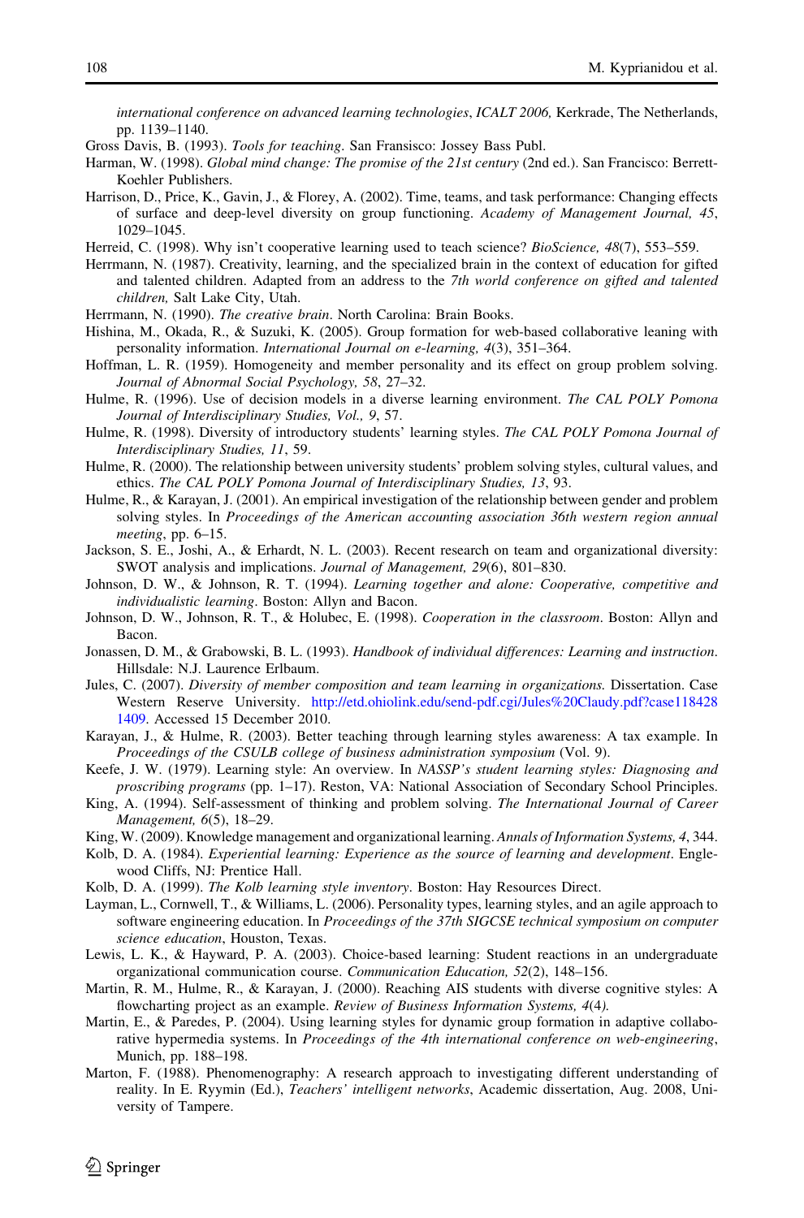international conference on advanced learning technologies*, *ICALT 2006,* Kerkrade, The Netherlands, pp. 1139–1140.

Gross Davis, B. (1993). *Tools for teaching*. San Fransisco: Jossey Bass Publ.

Harman, W. (1998). *Global mind change: The promise of the 21st century* (2nd ed.). San Francisco: Berrett-Koehler Publishers.

Harrison, D., Price, K., Gavin, J., & Florey, A. (2002). Time, teams, and task performance: Changing effects of surface and deep-level diversity on group functioning. *Academy of Management Journal, 45*, 1029–1045.

Herreid, C. (1998). Why isn't cooperative learning used to teach science? *BioScience, 48*(7), 553–559.

Herrmann, N. (1987). Creativity, learning, and the specialized brain in the context of education for gifted and talented children. Adapted from an address to the *7th world conference on gifted and talented children,* Salt Lake City, Utah.

Herrmann, N. (1990). *The creative brain*. North Carolina: Brain Books.

Hishina, M., Okada, R., & Suzuki, K. (2005). Group formation for web-based collaborative leaning with personality information. *International Journal on e-learning, 4*(3), 351–364.

Hoffman, L. R. (1959). Homogeneity and member personality and its effect on group problem solving. *Journal of Abnormal Social Psychology, 58*, 27–32.

Hulme, R. (1996). Use of decision models in a diverse learning environment. *The CAL POLY Pomona Journal of Interdisciplinary Studies, Vol., 9*, 57.

Hulme, R. (1998). Diversity of introductory students' learning styles. *The CAL POLY Pomona Journal of Interdisciplinary Studies, 11*, 59.

Hulme, R. (2000). The relationship between university students' problem solving styles, cultural values, and ethics. *The CAL POLY Pomona Journal of Interdisciplinary Studies, 13*, 93.

Hulme, R., & Karayan, J. (2001). An empirical investigation of the relationship between gender and problem solving styles. In *Proceedings of the American accounting association 36th western region annual meeting*, pp. 6–15.

Jackson, S. E., Joshi, A., & Erhardt, N. L. (2003). Recent research on team and organizational diversity: SWOT analysis and implications. *Journal of Management, 29*(6), 801–830.

Johnson, D. W., & Johnson, R. T. (1994). *Learning together and alone: Cooperative, competitive and individualistic learning*. Boston: Allyn and Bacon.

Johnson, D. W., Johnson, R. T., & Holubec, E. (1998). *Cooperation in the classroom*. Boston: Allyn and Bacon.

Jonassen, D. M., & Grabowski, B. L. (1993). *Handbook of individual differences: Learning and instruction*. Hillsdale: N.J. Laurence Erlbaum.

Jules, C. (2007). *Diversity of member composition and team learning in organizations.* Dissertation. Case Western Reserve University. http://etd.ohiolink.edu/send-pdf.cgi/Jules%20Claudy.pdf?case1184281409. Accessed 15 December 2010.

Karayan, J., & Hulme, R. (2003). Better teaching through learning styles awareness: A tax example. In *Proceedings of the CSULB college of business administration symposium* (Vol. 9).

Keefe, J. W. (1979). Learning style: An overview. In *NASSP's student learning styles: Diagnosing and proscribing programs* (pp. 1–17). Reston, VA: National Association of Secondary School Principles.

King, A. (1994). Self-assessment of thinking and problem solving. *The International Journal of Career Management, 6*(5), 18–29.

King, W. (2009). Knowledge management and organizational learning. *Annals of Information Systems, 4*, 344.

Kolb, D. A. (1984). *Experiential learning: Experience as the source of learning and development*. Englewood Cliffs, NJ: Prentice Hall.

Kolb, D. A. (1999). *The Kolb learning style inventory*. Boston: Hay Resources Direct.

Layman, L., Cornwell, T., & Williams, L. (2006). Personality types, learning styles, and an agile approach to software engineering education. In *Proceedings of the 37th SIGCSE technical symposium on computer science education*, Houston, Texas.

Lewis, L. K., & Hayward, P. A. (2003). Choice-based learning: Student reactions in an undergraduate organizational communication course. *Communication Education, 52*(2), 148–156.

Martin, R. M., Hulme, R., & Karayan, J. (2000). Reaching AIS students with diverse cognitive styles: A flowcharting project as an example. *Review of Business Information Systems, 4*(4).

Martin, E., & Paredes, P. (2004). Using learning styles for dynamic group formation in adaptive collaborative hypermedia systems. In *Proceedings of the 4th international conference on web-engineering*, Munich, pp. 188–198.

Marton, F. (1988). Phenomenography: A research approach to investigating different understanding of reality. In E. Ryymin (Ed.), *Teachers' intelligent networks*, Academic dissertation, Aug. 2008, University of Tampere.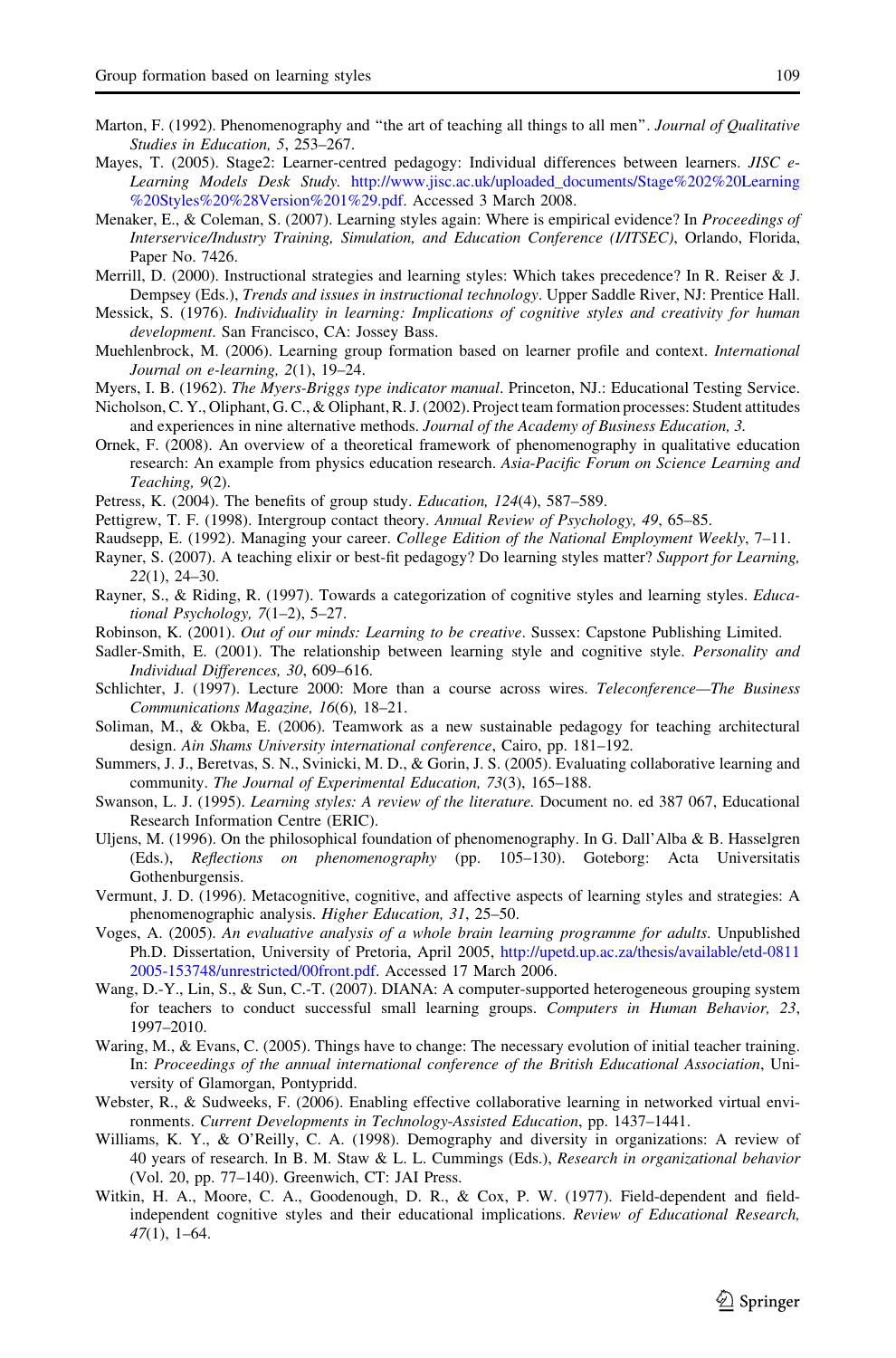Marton, F. (1992). Phenomenography and "the art of teaching all things to all men". *Journal of Qualitative Studies in Education, 5*, 253–267.

Mayes, T. (2005). Stage2: Learner-centred pedagogy: Individual differences between learners. *JISC e-Learning Models Desk Study*. http://www.jisc.ac.uk/uploaded_documents/Stage%202%20Learning%20Styles%20%28Version%201%29.pdf. Accessed 3 March 2008.

Menaker, E., & Coleman, S. (2007). Learning styles again: Where is empirical evidence? In *Proceedings of Interservice/Industry Training, Simulation, and Education Conference (I/ITSEC)*, Orlando, Florida, Paper No. 7426.

Merrill, D. (2000). Instructional strategies and learning styles: Which takes precedence? In R. Reiser & J. Dempsey (Eds.), *Trends and issues in instructional technology*. Upper Saddle River, NJ: Prentice Hall.

Messick, S. (1976). *Individuality in learning: Implications of cognitive styles and creativity for human development*. San Francisco, CA: Jossey Bass.

Muehlenbrock, M. (2006). Learning group formation based on learner profile and context. *International Journal on e-learning, 2*(1), 19–24.

Myers, I. B. (1962). *The Myers-Briggs type indicator manual*. Princeton, NJ.: Educational Testing Service.

Nicholson, C. Y., Oliphant, G. C., & Oliphant, R. J. (2002). Project team formation processes: Student attitudes and experiences in nine alternative methods. *Journal of the Academy of Business Education, 3*.

Ornek, F. (2008). An overview of a theoretical framework of phenomenography in qualitative education research: An example from physics education research. *Asia-Pacific Forum on Science Learning and Teaching, 9*(2).

Petress, K. (2004). The benefits of group study. *Education, 124*(4), 587–589.

Pettigrew, T. F. (1998). Intergroup contact theory. *Annual Review of Psychology, 49*, 65–85.

Raudsepp, E. (1992). Managing your career. *College Edition of the National Employment Weekly*, 7–11.

Rayner, S. (2007). A teaching elixir or best-fit pedagogy? Do learning styles matter? *Support for Learning, 22*(1), 24–30.

Rayner, S., & Riding, R. (1997). Towards a categorization of cognitive styles and learning styles. *Educational Psychology, 7*(1–2), 5–27.

Robinson, K. (2001). *Out of our minds: Learning to be creative*. Sussex: Capstone Publishing Limited.

Sadler-Smith, E. (2001). The relationship between learning style and cognitive style. *Personality and Individual Differences, 30*, 609–616.

Schlichter, J. (1997). Lecture 2000: More than a course across wires. *Teleconference—The Business Communications Magazine, 16*(6), 18–21.

Soliman, M., & Okba, E. (2006). Teamwork as a new sustainable pedagogy for teaching architectural design. *Ain Shams University international conference*, Cairo, pp. 181–192.

Summers, J. J., Beretvas, S. N., Svinicki, M. D., & Gorin, J. S. (2005). Evaluating collaborative learning and community. *The Journal of Experimental Education, 73*(3), 165–188.

Swanson, L. J. (1995). *Learning styles: A review of the literature*. Document no. ed 387 067, Educational Research Information Centre (ERIC).

Uljens, M. (1996). On the philosophical foundation of phenomenography. In G. Dall'Alba & B. Hasselgren (Eds.), *Reflections on phenomenography* (pp. 105–130). Goteborg: Acta Universitatis Gothenburgensis.

Vermunt, J. D. (1996). Metacognitive, cognitive, and affective aspects of learning styles and strategies: A phenomenographic analysis. *Higher Education, 31*, 25–50.

Voges, A. (2005). *An evaluative analysis of a whole brain learning programme for adults*. Unpublished Ph.D. Dissertation, University of Pretoria, April 2005, http://upetd.up.ac.za/thesis/available/etd-08112005-153748/unrestricted/00front.pdf. Accessed 17 March 2006.

Wang, D.-Y., Lin, S., & Sun, C.-T. (2007). DIANA: A computer-supported heterogeneous grouping system for teachers to conduct successful small learning groups. *Computers in Human Behavior, 23*, 1997–2010.

Waring, M., & Evans, C. (2005). Things have to change: The necessary evolution of initial teacher training. In: *Proceedings of the annual international conference of the British Educational Association*, University of Glamorgan, Pontypridd.

Webster, R., & Sudweeks, F. (2006). Enabling effective collaborative learning in networked virtual environments. *Current Developments in Technology-Assisted Education*, pp. 1437–1441.

Williams, K. Y., & O'Reilly, C. A. (1998). Demography and diversity in organizations: A review of 40 years of research. In B. M. Staw & L. L. Cummings (Eds.), *Research in organizational behavior* (Vol. 20, pp. 77–140). Greenwich, CT: JAI Press.

Witkin, H. A., Moore, C. A., Goodenough, D. R., & Cox, P. W. (1977). Field-dependent and field-independent cognitive styles and their educational implications. *Review of Educational Research, 47*(1), 1–64.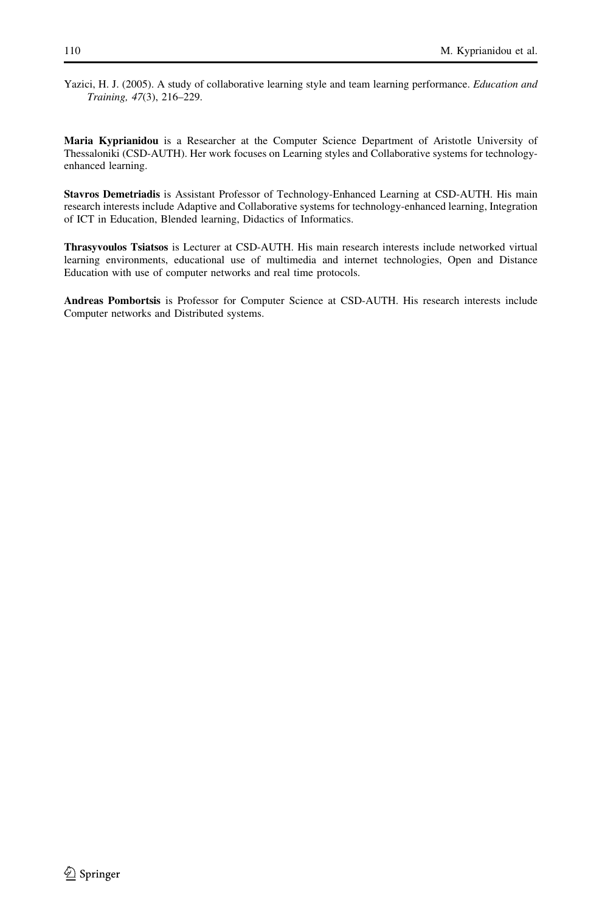Yazici, H. J. (2005). A study of collaborative learning style and team learning performance. *Education and Training, 47*(3), 216–229.

**Maria Kyprianidou** is a Researcher at the Computer Science Department of Aristotle University of Thessaloniki (CSD-AUTH). Her work focuses on Learning styles and Collaborative systems for technology-enhanced learning.

**Stavros Demetriadis** is Assistant Professor of Technology-Enhanced Learning at CSD-AUTH. His main research interests include Adaptive and Collaborative systems for technology-enhanced learning, Integration of ICT in Education, Blended learning, Didactics of Informatics.

**Thrasyvoulos Tsiatsos** is Lecturer at CSD-AUTH. His main research interests include networked virtual learning environments, educational use of multimedia and internet technologies, Open and Distance Education with use of computer networks and real time protocols.

**Andreas Pombortsis** is Professor for Computer Science at CSD-AUTH. His research interests include Computer networks and Distributed systems.